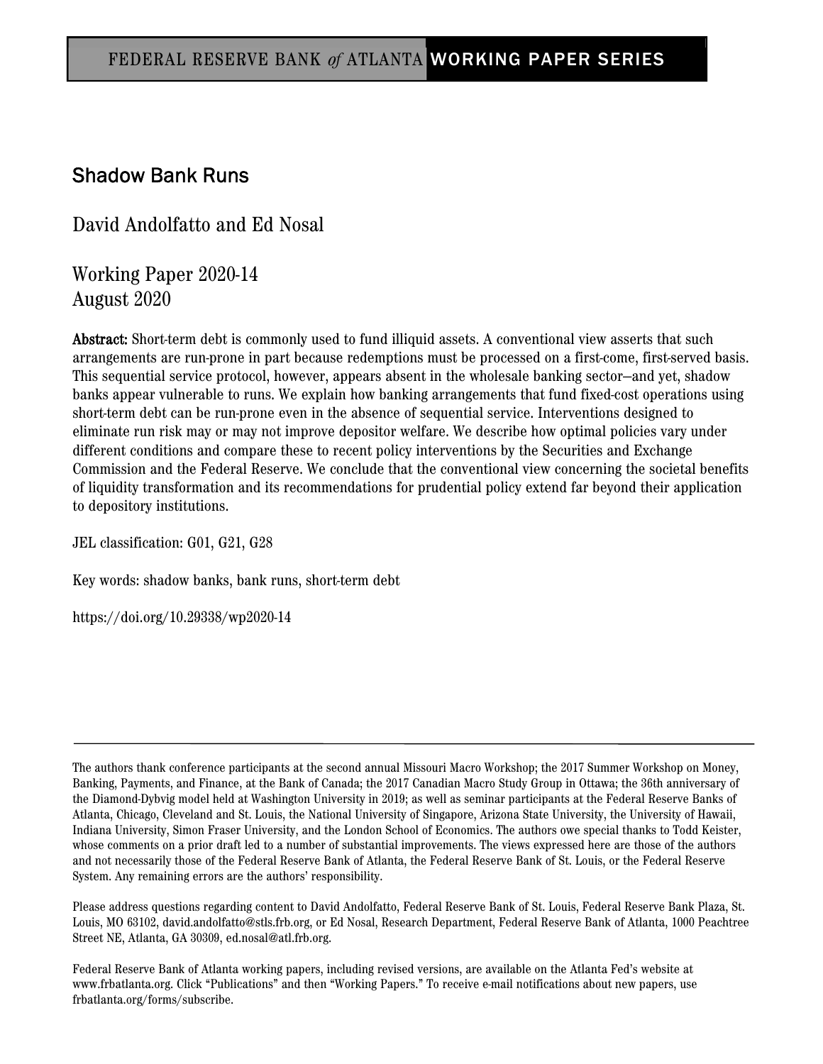FEDERAL RESERVE BANK *of* ATLANTA WORKING PAPER SERIES

# Shadow Bank Runs

David Andolfatto and Ed Nosal

Working Paper 2020-14
August 2020

**Abstract:** Short-term debt is commonly used to fund illiquid assets. A conventional view asserts that such arrangements are run-prone in part because redemptions must be processed on a first-come, first-served basis. This sequential service protocol, however, appears absent in the wholesale banking sector—and yet, shadow banks appear vulnerable to runs. We explain how banking arrangements that fund fixed-cost operations using short-term debt can be run-prone even in the absence of sequential service. Interventions designed to eliminate run risk may or may not improve depositor welfare. We describe how optimal policies vary under different conditions and compare these to recent policy interventions by the Securities and Exchange Commission and the Federal Reserve. We conclude that the conventional view concerning the societal benefits of liquidity transformation and its recommendations for prudential policy extend far beyond their application to depository institutions.

JEL classification: G01, G21, G28

Key words: shadow banks, bank runs, short-term debt

https://doi.org/10.29338/wp2020-14

---

The authors thank conference participants at the second annual Missouri Macro Workshop; the 2017 Summer Workshop on Money, Banking, Payments, and Finance, at the Bank of Canada; the 2017 Canadian Macro Study Group in Ottawa; the 36th anniversary of the Diamond-Dybvig model held at Washington University in 2019; as well as seminar participants at the Federal Reserve Banks of Atlanta, Chicago, Cleveland and St. Louis, the National University of Singapore, Arizona State University, the University of Hawaii, Indiana University, Simon Fraser University, and the London School of Economics. The authors owe special thanks to Todd Keister, whose comments on a prior draft led to a number of substantial improvements. The views expressed here are those of the authors and not necessarily those of the Federal Reserve Bank of Atlanta, the Federal Reserve Bank of St. Louis, or the Federal Reserve System. Any remaining errors are the authors' responsibility.

Please address questions regarding content to David Andolfatto, Federal Reserve Bank of St. Louis, Federal Reserve Bank Plaza, St. Louis, MO 63102, david.andolfatto@stls.frb.org, or Ed Nosal, Research Department, Federal Reserve Bank of Atlanta, 1000 Peachtree Street NE, Atlanta, GA 30309, ed.nosal@atl.frb.org.

Federal Reserve Bank of Atlanta working papers, including revised versions, are available on the Atlanta Fed's website at www.frbatlanta.org. Click "Publications" and then "Working Papers." To receive e-mail notifications about new papers, use frbatlanta.org/forms/subscribe.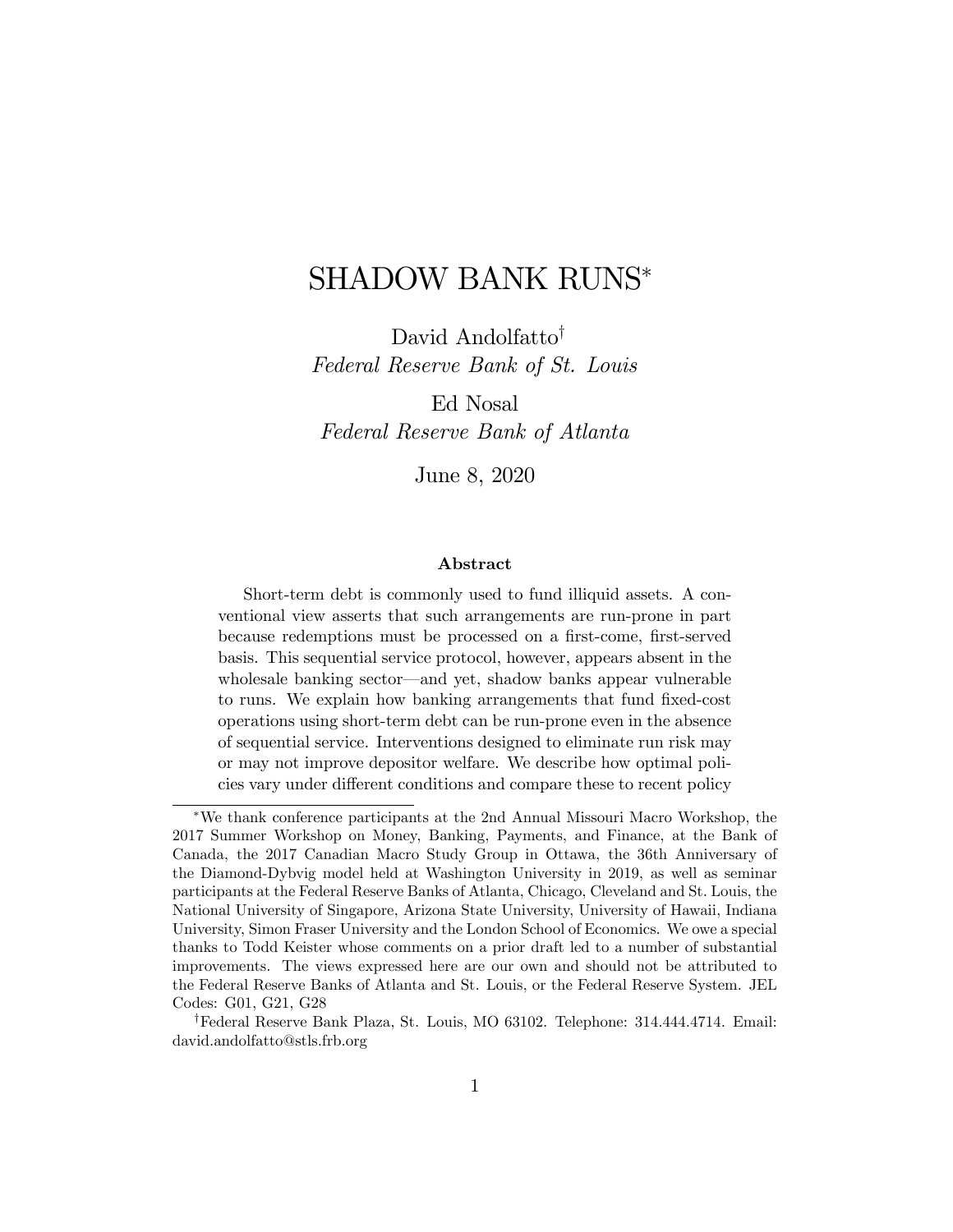# SHADOW BANK RUNS*

David Andolfatto†
*Federal Reserve Bank of St. Louis*

Ed Nosal
*Federal Reserve Bank of Atlanta*

June 8, 2020

**Abstract**

Short-term debt is commonly used to fund illiquid assets. A conventional view asserts that such arrangements are run-prone in part because redemptions must be processed on a first-come, first-served basis. This sequential service protocol, however, appears absent in the wholesale banking sector—and yet, shadow banks appear vulnerable to runs. We explain how banking arrangements that fund fixed-cost operations using short-term debt can be run-prone even in the absence of sequential service. Interventions designed to eliminate run risk may or may not improve depositor welfare. We describe how optimal policies vary under different conditions and compare these to recent policy

*We thank conference participants at the 2nd Annual Missouri Macro Workshop, the 2017 Summer Workshop on Money, Banking, Payments, and Finance, at the Bank of Canada, the 2017 Canadian Macro Study Group in Ottawa, the 36th Anniversary of the Diamond-Dybvig model held at Washington University in 2019, as well as seminar participants at the Federal Reserve Banks of Atlanta, Chicago, Cleveland and St. Louis, the National University of Singapore, Arizona State University, University of Hawaii, Indiana University, Simon Fraser University and the London School of Economics. We owe a special thanks to Todd Keister whose comments on a prior draft led to a number of substantial improvements. The views expressed here are our own and should not be attributed to the Federal Reserve Banks of Atlanta and St. Louis, or the Federal Reserve System. JEL Codes: G01, G21, G28

†Federal Reserve Bank Plaza, St. Louis, MO 63102. Telephone: 314.444.4714. Email: david.andolfatto@stls.frb.org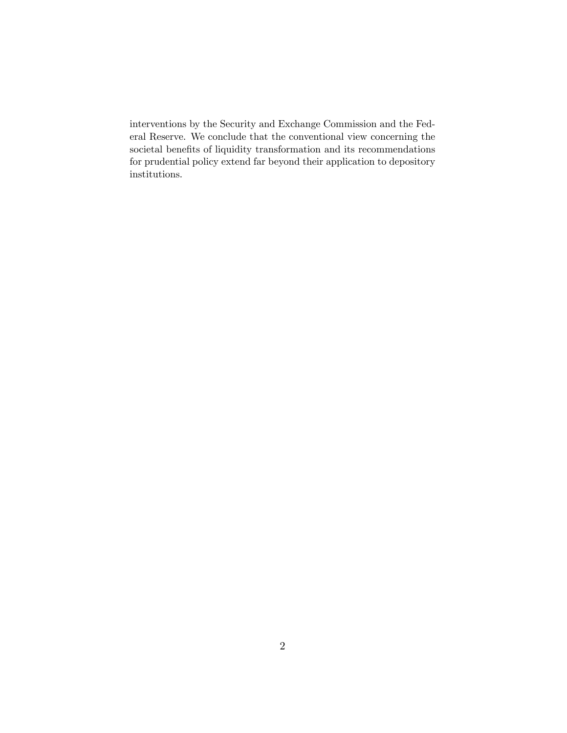interventions by the Security and Exchange Commission and the Federal Reserve. We conclude that the conventional view concerning the societal benefits of liquidity transformation and its recommendations for prudential policy extend far beyond their application to depository institutions.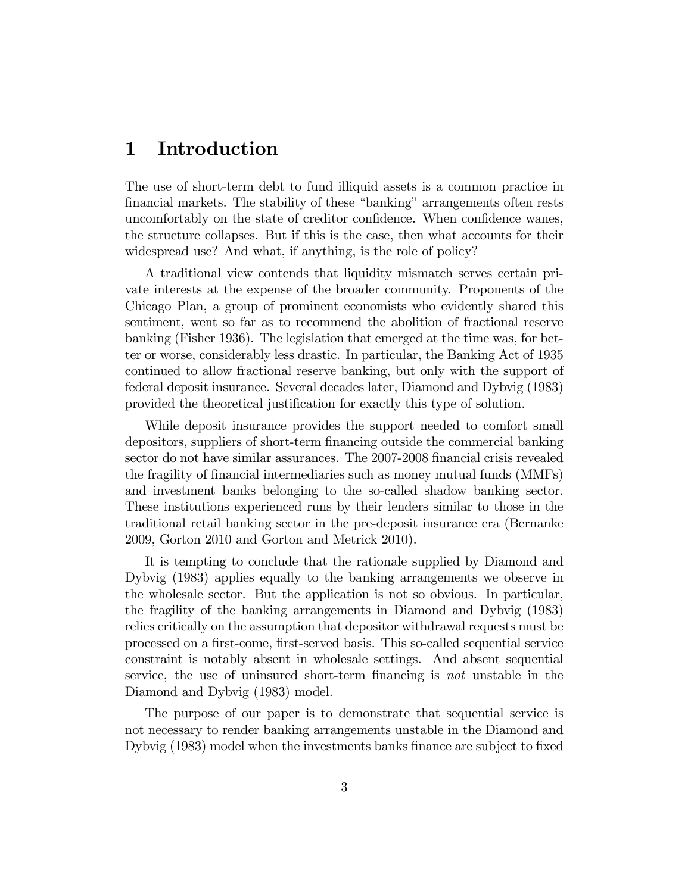# 1 Introduction

The use of short-term debt to fund illiquid assets is a common practice in financial markets. The stability of these "banking" arrangements often rests uncomfortably on the state of creditor confidence. When confidence wanes, the structure collapses. But if this is the case, then what accounts for their widespread use? And what, if anything, is the role of policy?

A traditional view contends that liquidity mismatch serves certain private interests at the expense of the broader community. Proponents of the Chicago Plan, a group of prominent economists who evidently shared this sentiment, went so far as to recommend the abolition of fractional reserve banking (Fisher 1936). The legislation that emerged at the time was, for better or worse, considerably less drastic. In particular, the Banking Act of 1935 continued to allow fractional reserve banking, but only with the support of federal deposit insurance. Several decades later, Diamond and Dybvig (1983) provided the theoretical justification for exactly this type of solution.

While deposit insurance provides the support needed to comfort small depositors, suppliers of short-term financing outside the commercial banking sector do not have similar assurances. The 2007-2008 financial crisis revealed the fragility of financial intermediaries such as money mutual funds (MMFs) and investment banks belonging to the so-called shadow banking sector. These institutions experienced runs by their lenders similar to those in the traditional retail banking sector in the pre-deposit insurance era (Bernanke 2009, Gorton 2010 and Gorton and Metrick 2010).

It is tempting to conclude that the rationale supplied by Diamond and Dybvig (1983) applies equally to the banking arrangements we observe in the wholesale sector. But the application is not so obvious. In particular, the fragility of the banking arrangements in Diamond and Dybvig (1983) relies critically on the assumption that depositor withdrawal requests must be processed on a first-come, first-served basis. This so-called sequential service constraint is notably absent in wholesale settings. And absent sequential service, the use of uninsured short-term financing is *not* unstable in the Diamond and Dybvig (1983) model.

The purpose of our paper is to demonstrate that sequential service is not necessary to render banking arrangements unstable in the Diamond and Dybvig (1983) model when the investments banks finance are subject to fixed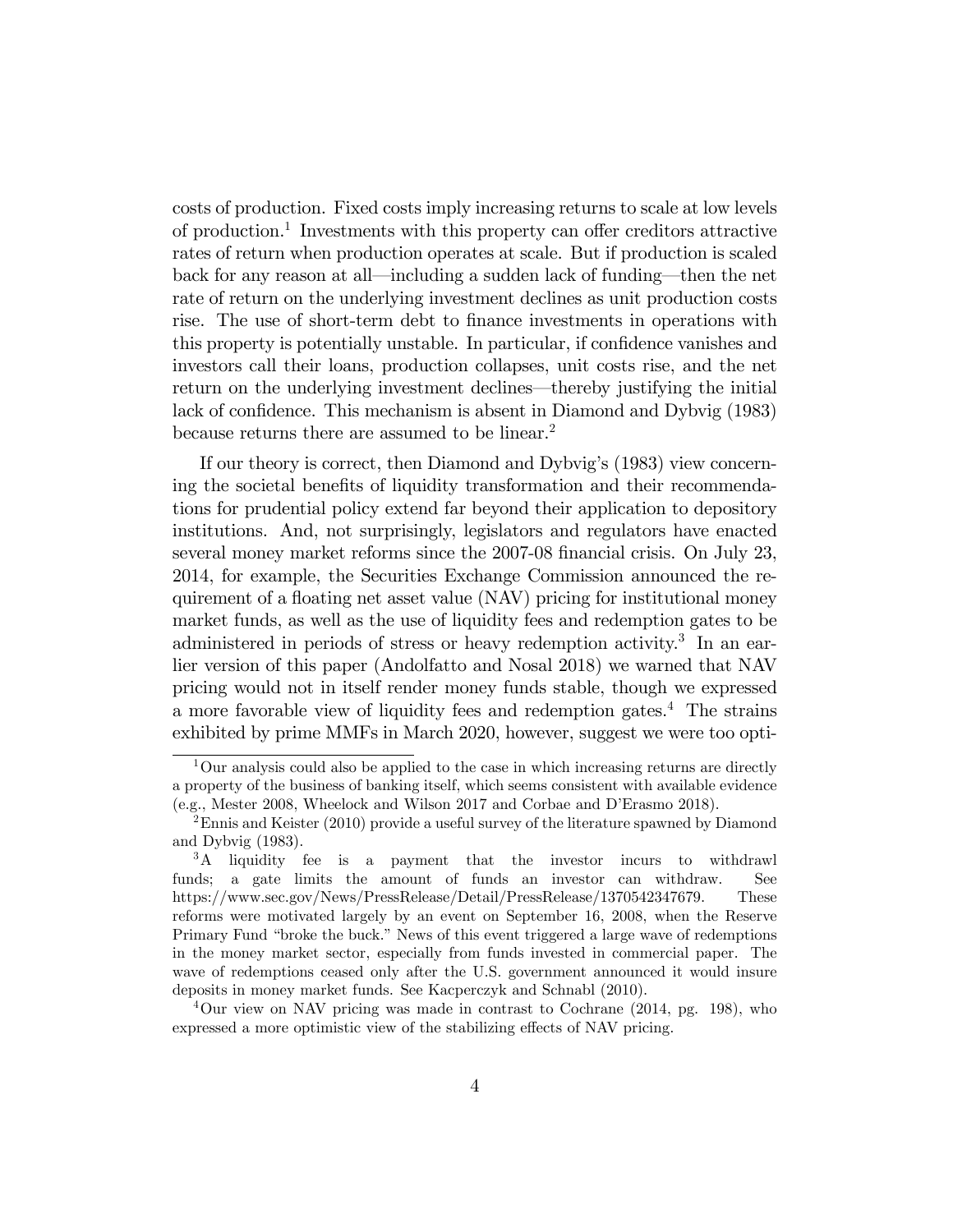costs of production. Fixed costs imply increasing returns to scale at low levels of production.[1] Investments with this property can offer creditors attractive rates of return when production operates at scale. But if production is scaled back for any reason at all—including a sudden lack of funding—then the net rate of return on the underlying investment declines as unit production costs rise. The use of short-term debt to finance investments in operations with this property is potentially unstable. In particular, if confidence vanishes and investors call their loans, production collapses, unit costs rise, and the net return on the underlying investment declines—thereby justifying the initial lack of confidence. This mechanism is absent in Diamond and Dybvig (1983) because returns there are assumed to be linear.[2]

If our theory is correct, then Diamond and Dybvig's (1983) view concerning the societal benefits of liquidity transformation and their recommendations for prudential policy extend far beyond their application to depository institutions. And, not surprisingly, legislators and regulators have enacted several money market reforms since the 2007-08 financial crisis. On July 23, 2014, for example, the Securities Exchange Commission announced the requirement of a floating net asset value (NAV) pricing for institutional money market funds, as well as the use of liquidity fees and redemption gates to be administered in periods of stress or heavy redemption activity.[3] In an earlier version of this paper (Andolfatto and Nosal 2018) we warned that NAV pricing would not in itself render money funds stable, though we expressed a more favorable view of liquidity fees and redemption gates.[4] The strains exhibited by prime MMFs in March 2020, however, suggest we were too opti-

---

[1] Our analysis could also be applied to the case in which increasing returns are directly a property of the business of banking itself, which seems consistent with available evidence (e.g., Mester 2008, Wheelock and Wilson 2017 and Corbae and D'Erasmo 2018).

[2] Ennis and Keister (2010) provide a useful survey of the literature spawned by Diamond and Dybvig (1983).

[3] A liquidity fee is a payment that the investor incurs to withdrawl funds; a gate limits the amount of funds an investor can withdraw. See https://www.sec.gov/News/PressRelease/Detail/PressRelease/1370542347679. These reforms were motivated largely by an event on September 16, 2008, when the Reserve Primary Fund "broke the buck." News of this event triggered a large wave of redemptions in the money market sector, especially from funds invested in commercial paper. The wave of redemptions ceased only after the U.S. government announced it would insure deposits in money market funds. See Kacperczyk and Schnabl (2010).

[4] Our view on NAV pricing was made in contrast to Cochrane (2014, pg. 198), who expressed a more optimistic view of the stabilizing effects of NAV pricing.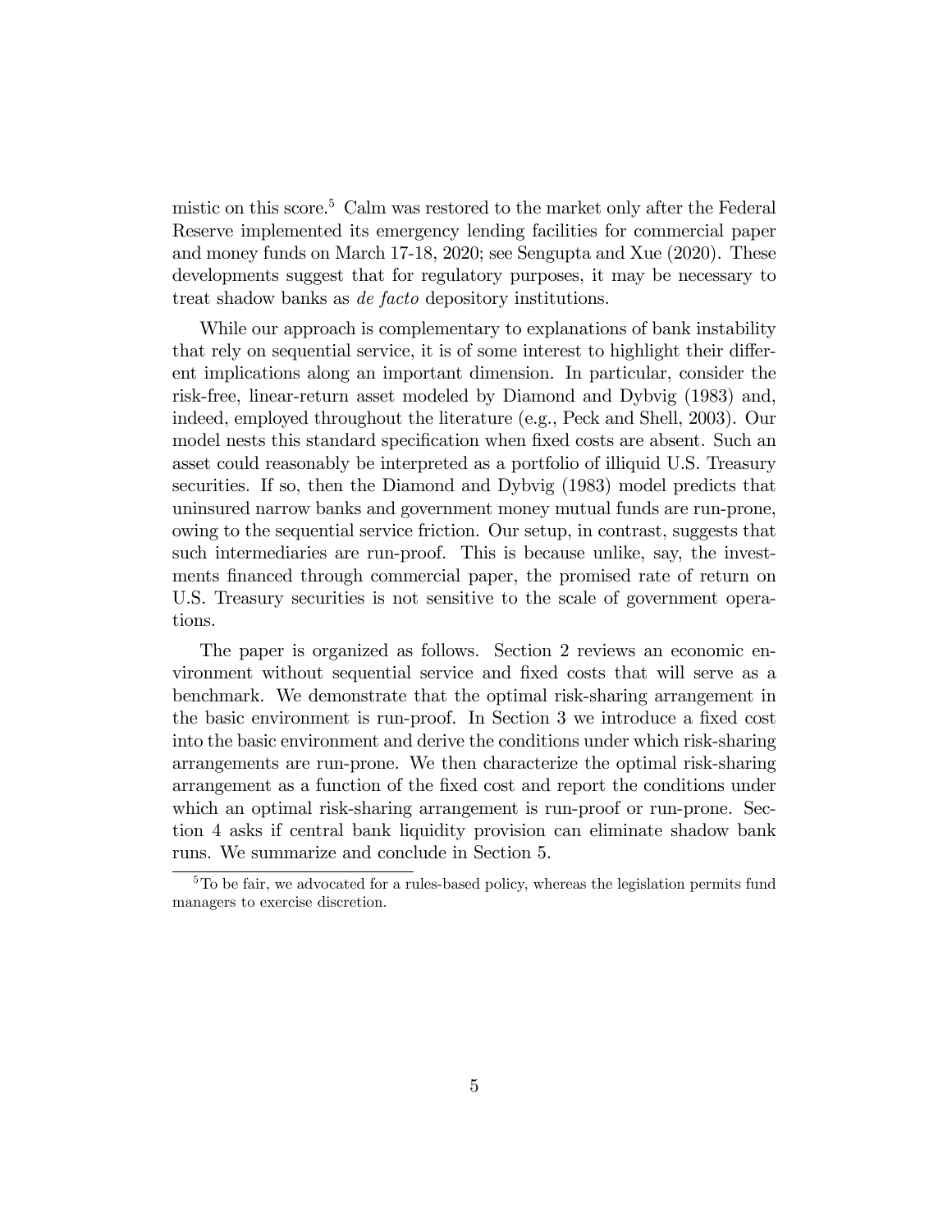mistic on this score.[5] Calm was restored to the market only after the Federal Reserve implemented its emergency lending facilities for commercial paper and money funds on March 17-18, 2020; see Sengupta and Xue (2020). These developments suggest that for regulatory purposes, it may be necessary to treat shadow banks as *de facto* depository institutions.

While our approach is complementary to explanations of bank instability that rely on sequential service, it is of some interest to highlight their different implications along an important dimension. In particular, consider the risk-free, linear-return asset modeled by Diamond and Dybvig (1983) and, indeed, employed throughout the literature (e.g., Peck and Shell, 2003). Our model nests this standard specification when fixed costs are absent. Such an asset could reasonably be interpreted as a portfolio of illiquid U.S. Treasury securities. If so, then the Diamond and Dybvig (1983) model predicts that uninsured narrow banks and government money mutual funds are run-prone, owing to the sequential service friction. Our setup, in contrast, suggests that such intermediaries are run-proof. This is because unlike, say, the investments financed through commercial paper, the promised rate of return on U.S. Treasury securities is not sensitive to the scale of government operations.

The paper is organized as follows. Section 2 reviews an economic environment without sequential service and fixed costs that will serve as a benchmark. We demonstrate that the optimal risk-sharing arrangement in the basic environment is run-proof. In Section 3 we introduce a fixed cost into the basic environment and derive the conditions under which risk-sharing arrangements are run-prone. We then characterize the optimal risk-sharing arrangement as a function of the fixed cost and report the conditions under which an optimal risk-sharing arrangement is run-proof or run-prone. Section 4 asks if central bank liquidity provision can eliminate shadow bank runs. We summarize and conclude in Section 5.

[5] To be fair, we advocated for a rules-based policy, whereas the legislation permits fund managers to exercise discretion.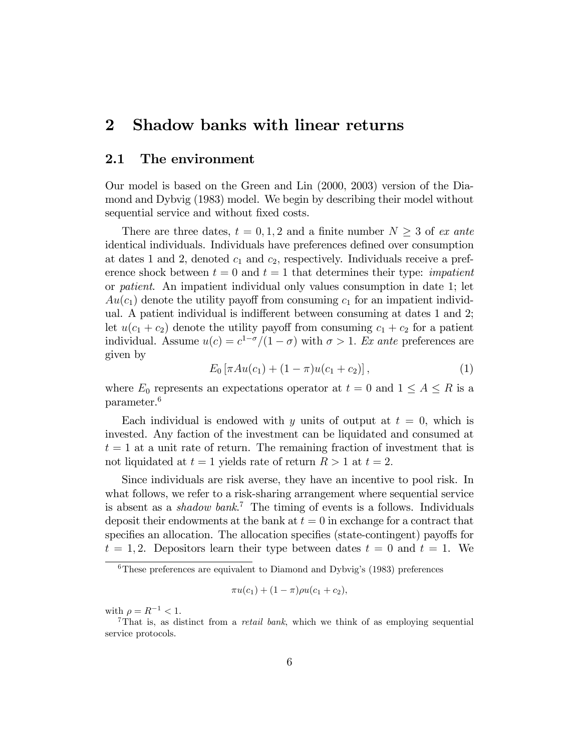# 2 Shadow banks with linear returns

## 2.1 The environment

Our model is based on the Green and Lin (2000, 2003) version of the Diamond and Dybvig (1983) model. We begin by describing their model without sequential service and without fixed costs.

There are three dates, $t = 0, 1, 2$ and a finite number $N \geq 3$ of *ex ante* identical individuals. Individuals have preferences defined over consumption at dates 1 and 2, denoted $c_1$ and $c_2$, respectively. Individuals receive a preference shock between $t = 0$ and $t = 1$ that determines their type: *impatient* or *patient*. An impatient individual only values consumption in date 1; let $Au(c_1)$ denote the utility payoff from consuming $c_1$ for an impatient individual. A patient individual is indifferent between consuming at dates 1 and 2; let $u(c_1 + c_2)$ denote the utility payoff from consuming $c_1 + c_2$ for a patient individual. Assume $u(c) = c^{1-\sigma}/(1-\sigma)$ with $\sigma > 1$. *Ex ante* preferences are given by

$$E_0 \left[ \pi A u(c_1) + (1-\pi) u(c_1 + c_2) \right], \tag{1}$$

where $E_0$ represents an expectations operator at $t = 0$ and $1 \leq A \leq R$ is a parameter.[6]

Each individual is endowed with $y$ units of output at $t = 0$, which is invested. Any faction of the investment can be liquidated and consumed at $t = 1$ at a unit rate of return. The remaining fraction of investment that is not liquidated at $t = 1$ yields rate of return $R > 1$ at $t = 2$.

Since individuals are risk averse, they have an incentive to pool risk. In what follows, we refer to a risk-sharing arrangement where sequential service is absent as a *shadow bank*.[7] The timing of events is a follows. Individuals deposit their endowments at the bank at $t = 0$ in exchange for a contract that specifies an allocation. The allocation specifies (state-contingent) payoffs for $t = 1, 2$. Depositors learn their type between dates $t = 0$ and $t = 1$. We

[6] These preferences are equivalent to Diamond and Dybvig's (1983) preferences

$$\pi u(c_1) + (1-\pi)\rho u(c_1 + c_2),$$

with $\rho = R^{-1} < 1$.

[7] That is, as distinct from a *retail bank*, which we think of as employing sequential service protocols.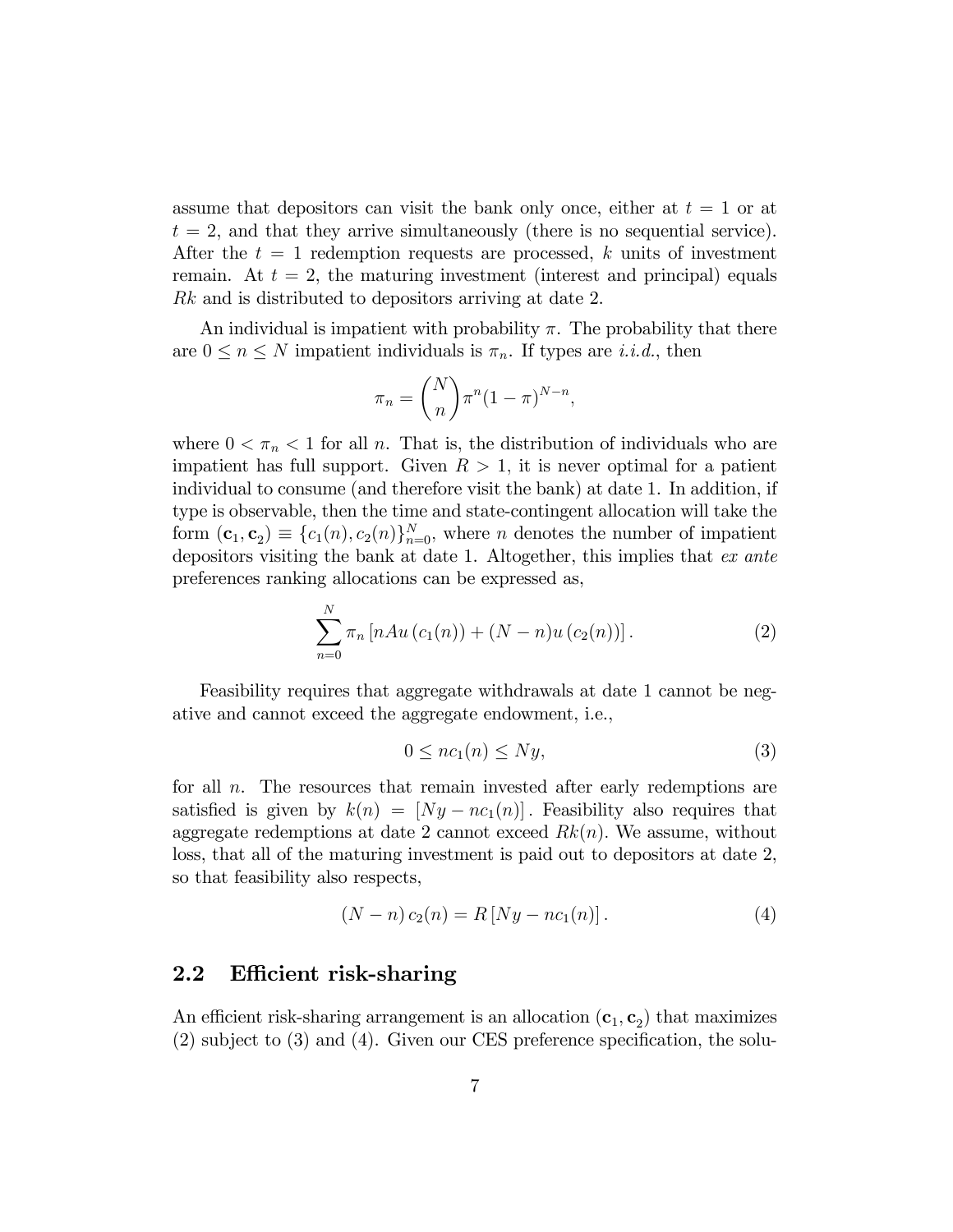assume that depositors can visit the bank only once, either at $t = 1$ or at $t = 2$, and that they arrive simultaneously (there is no sequential service). After the $t = 1$ redemption requests are processed, $k$ units of investment remain. At $t = 2$, the maturing investment (interest and principal) equals $Rk$ and is distributed to depositors arriving at date 2.

An individual is impatient with probability $\pi$. The probability that there are $0 \leq n \leq N$ impatient individuals is $\pi_n$. If types are *i.i.d.*, then

$$\pi_n = \binom{N}{n} \pi^n (1-\pi)^{N-n},$$

where $0 < \pi_n < 1$ for all $n$. That is, the distribution of individuals who are impatient has full support. Given $R > 1$, it is never optimal for a patient individual to consume (and therefore visit the bank) at date 1. In addition, if type is observable, then the time and state-contingent allocation will take the form $(\mathbf{c}_1, \mathbf{c}_2) \equiv \{c_1(n), c_2(n)\}_{n=0}^{N}$, where $n$ denotes the number of impatient depositors visiting the bank at date 1. Altogether, this implies that *ex ante* preferences ranking allocations can be expressed as,

$$\sum_{n=0}^{N} \pi_n \left[ nAu\left(c_1(n)\right) + (N-n)u\left(c_2(n)\right)\right]. \tag{2}$$

Feasibility requires that aggregate withdrawals at date 1 cannot be negative and cannot exceed the aggregate endowment, i.e.,

$$0 \leq nc_1(n) \leq Ny, \tag{3}$$

for all $n$. The resources that remain invested after early redemptions are satisfied is given by $k(n) = [Ny - nc_1(n)]$. Feasibility also requires that aggregate redemptions at date 2 cannot exceed $Rk(n)$. We assume, without loss, that all of the maturing investment is paid out to depositors at date 2, so that feasibility also respects,

$$(N-n)\, c_2(n) = R\left[Ny - nc_1(n)\right]. \tag{4}$$

## 2.2 Efficient risk-sharing

An efficient risk-sharing arrangement is an allocation $(\mathbf{c}_1, \mathbf{c}_2)$ that maximizes (2) subject to (3) and (4). Given our CES preference specification, the solu-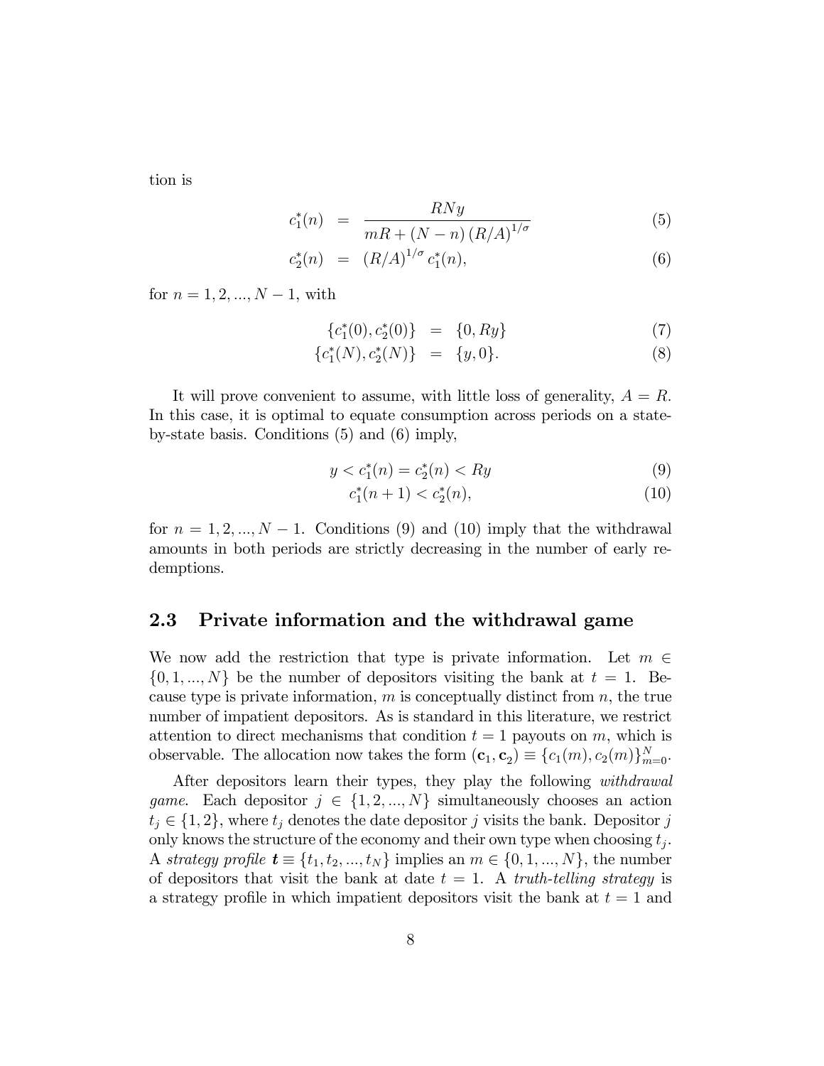tion is

$$c_1^*(n) = \frac{RNy}{mR + (N-n)(R/A)^{1/\sigma}} \tag{5}$$

$$c_2^*(n) = (R/A)^{1/\sigma} c_1^*(n), \tag{6}$$

for $n = 1, 2, ..., N-1$, with

$$\{c_1^*(0), c_2^*(0)\} = \{0, Ry\} \tag{7}$$

$$\{c_1^*(N), c_2^*(N)\} = \{y, 0\}. \tag{8}$$

It will prove convenient to assume, with little loss of generality, $A = R$. In this case, it is optimal to equate consumption across periods on a state-by-state basis. Conditions (5) and (6) imply,

$$y < c_1^*(n) = c_2^*(n) < Ry \tag{9}$$

$$c_1^*(n+1) < c_2^*(n), \tag{10}$$

for $n = 1, 2, ..., N-1$. Conditions (9) and (10) imply that the withdrawal amounts in both periods are strictly decreasing in the number of early redemptions.

## 2.3 Private information and the withdrawal game

We now add the restriction that type is private information. Let $m \in \{0, 1, ..., N\}$ be the number of depositors visiting the bank at $t = 1$. Because type is private information, $m$ is conceptually distinct from $n$, the true number of impatient depositors. As is standard in this literature, we restrict attention to direct mechanisms that condition $t = 1$ payouts on $m$, which is observable. The allocation now takes the form $(\mathbf{c}_1, \mathbf{c}_2) \equiv \{c_1(m), c_2(m)\}_{m=0}^N$.

After depositors learn their types, they play the following *withdrawal game*. Each depositor $j \in \{1, 2, ..., N\}$ simultaneously chooses an action $t_j \in \{1, 2\}$, where $t_j$ denotes the date depositor $j$ visits the bank. Depositor $j$ only knows the structure of the economy and their own type when choosing $t_j$. A *strategy profile* $\boldsymbol{t} \equiv \{t_1, t_2, ..., t_N\}$ implies an $m \in \{0, 1, ..., N\}$, the number of depositors that visit the bank at date $t = 1$. A *truth-telling strategy* is a strategy profile in which impatient depositors visit the bank at $t = 1$ and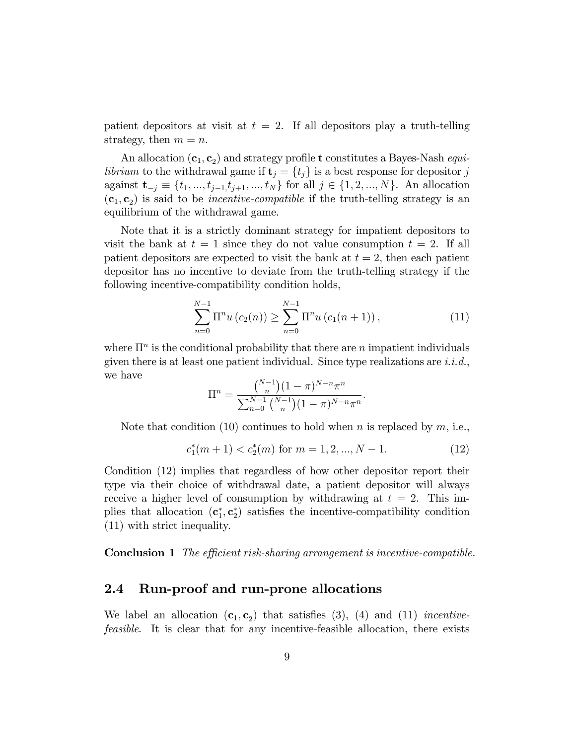patient depositors at visit at $t = 2$. If all depositors play a truth-telling strategy, then $m = n$.

An allocation $(\mathbf{c}_1, \mathbf{c}_2)$ and strategy profile $\mathbf{t}$ constitutes a Bayes-Nash *equilibrium* to the withdrawal game if $\mathbf{t}_j = \{t_j\}$ is a best response for depositor $j$ against $\mathbf{t}_{-j} \equiv \{t_1, ..., t_{j-1,} t_{j+1}, ..., t_N\}$ for all $j \in \{1, 2, ..., N\}$. An allocation $(\mathbf{c}_1, \mathbf{c}_2)$ is said to be *incentive-compatible* if the truth-telling strategy is an equilibrium of the withdrawal game.

Note that it is a strictly dominant strategy for impatient depositors to visit the bank at $t = 1$ since they do not value consumption $t = 2$. If all patient depositors are expected to visit the bank at $t = 2$, then each patient depositor has no incentive to deviate from the truth-telling strategy if the following incentive-compatibility condition holds,

$$\sum_{n=0}^{N-1} \Pi^n u\left(c_2(n)\right) \geq \sum_{n=0}^{N-1} \Pi^n u\left(c_1(n+1)\right), \tag{11}$$

where $\Pi^n$ is the conditional probability that there are $n$ impatient individuals given there is at least one patient individual. Since type realizations are *i.i.d.*, we have

$$\Pi^n = \frac{\binom{N-1}{n}(1-\pi)^{N-n}\pi^n}{\sum_{n=0}^{N-1}\binom{N-1}{n}(1-\pi)^{N-n}\pi^n}.$$

Note that condition (10) continues to hold when $n$ is replaced by $m$, i.e.,

$$c_1^*(m+1) < c_2^*(m) \text{ for } m = 1, 2, ..., N-1. \tag{12}$$

Condition (12) implies that regardless of how other depositor report their type via their choice of withdrawal date, a patient depositor will always receive a higher level of consumption by withdrawing at $t = 2$. This implies that allocation $(\mathbf{c}_1^*, \mathbf{c}_2^*)$ satisfies the incentive-compatibility condition (11) with strict inequality.

**Conclusion 1** *The efficient risk-sharing arrangement is incentive-compatible.*

## 2.4 Run-proof and run-prone allocations

We label an allocation $(\mathbf{c}_1, \mathbf{c}_2)$ that satisfies (3), (4) and (11) *incentive-feasible*. It is clear that for any incentive-feasible allocation, there exists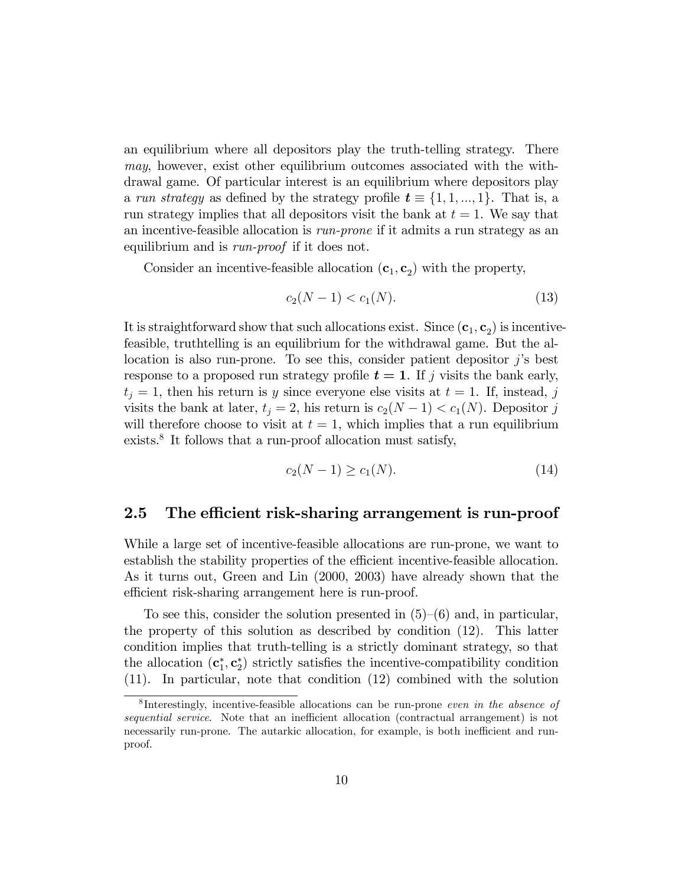an equilibrium where all depositors play the truth-telling strategy. There *may*, however, exist other equilibrium outcomes associated with the withdrawal game. Of particular interest is an equilibrium where depositors play a *run strategy* as defined by the strategy profile $\boldsymbol{t} \equiv \{1, 1, ..., 1\}$. That is, a run strategy implies that all depositors visit the bank at $t = 1$. We say that an incentive-feasible allocation is *run-prone* if it admits a run strategy as an equilibrium and is *run-proof* if it does not.

Consider an incentive-feasible allocation $(\mathbf{c}_1, \mathbf{c}_2)$ with the property,

$$c_2(N-1) < c_1(N). \tag{13}$$

It is straightforward show that such allocations exist. Since $(\mathbf{c}_1, \mathbf{c}_2)$ is incentive-feasible, truthtelling is an equilibrium for the withdrawal game. But the allocation is also run-prone. To see this, consider patient depositor $j$'s best response to a proposed run strategy profile $\boldsymbol{t} = \mathbf{1}$. If $j$ visits the bank early, $t_j = 1$, then his return is $y$ since everyone else visits at $t = 1$. If, instead, $j$ visits the bank at later, $t_j = 2$, his return is $c_2(N-1) < c_1(N)$. Depositor $j$ will therefore choose to visit at $t = 1$, which implies that a run equilibrium exists.[8] It follows that a run-proof allocation must satisfy,

$$c_2(N-1) \geq c_1(N). \tag{14}$$

## 2.5 The efficient risk-sharing arrangement is run-proof

While a large set of incentive-feasible allocations are run-prone, we want to establish the stability properties of the efficient incentive-feasible allocation. As it turns out, Green and Lin (2000, 2003) have already shown that the efficient risk-sharing arrangement here is run-proof.

To see this, consider the solution presented in (5)–(6) and, in particular, the property of this solution as described by condition (12). This latter condition implies that truth-telling is a strictly dominant strategy, so that the allocation $(\mathbf{c}_1^*, \mathbf{c}_2^*)$ strictly satisfies the incentive-compatibility condition (11). In particular, note that condition (12) combined with the solution

[8] Interestingly, incentive-feasible allocations can be run-prone *even in the absence of sequential service*. Note that an inefficient allocation (contractual arrangement) is not necessarily run-prone. The autarkic allocation, for example, is both inefficient and run-proof.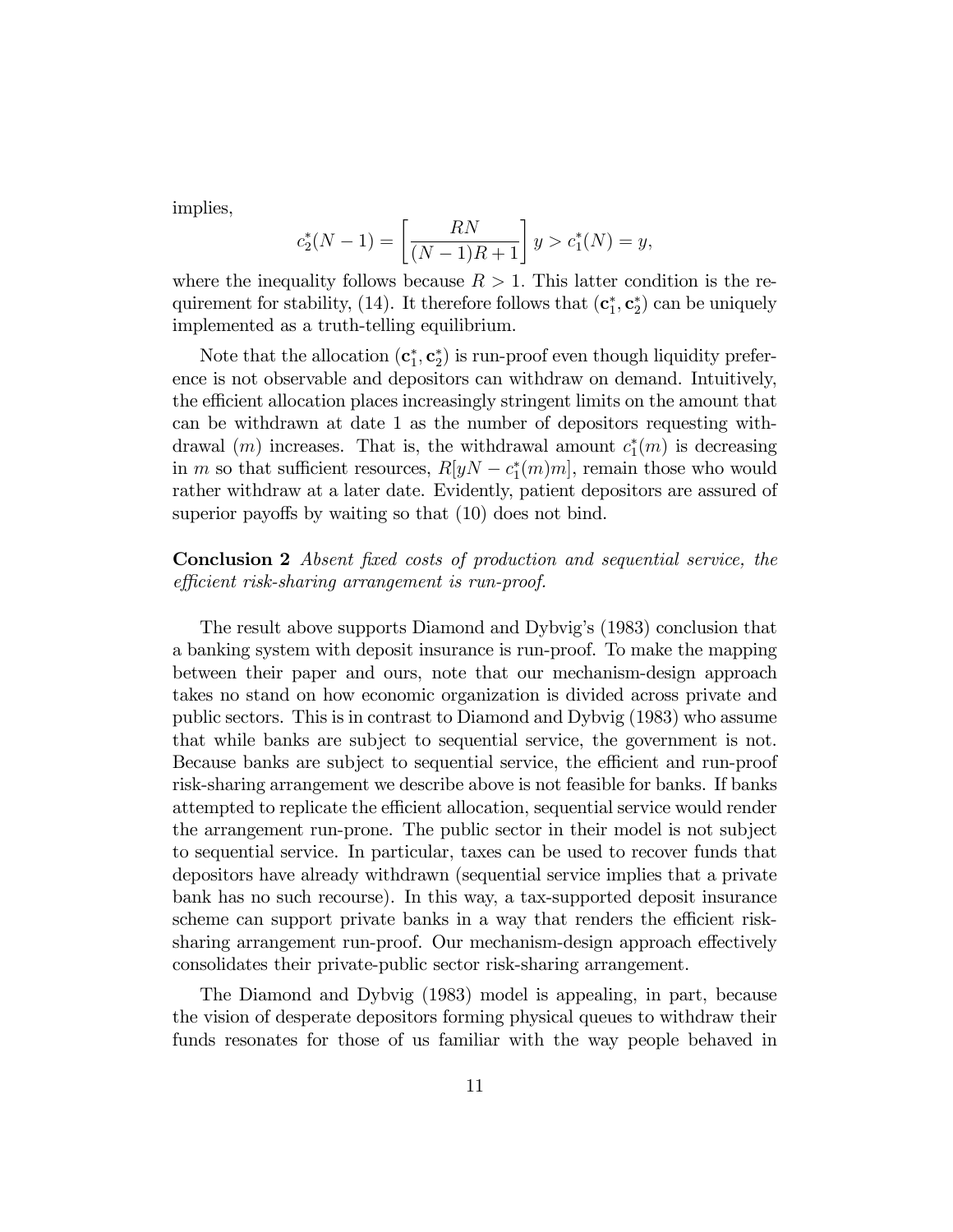implies,

$$c_2^*(N-1) = \left[\frac{RN}{(N-1)R+1}\right] y > c_1^*(N) = y,$$

where the inequality follows because $R > 1$. This latter condition is the requirement for stability, (14). It therefore follows that $(\mathbf{c}_1^*, \mathbf{c}_2^*)$ can be uniquely implemented as a truth-telling equilibrium.

Note that the allocation $(\mathbf{c}_1^*, \mathbf{c}_2^*)$ is run-proof even though liquidity preference is not observable and depositors can withdraw on demand. Intuitively, the efficient allocation places increasingly stringent limits on the amount that can be withdrawn at date 1 as the number of depositors requesting withdrawal ($m$) increases. That is, the withdrawal amount $c_1^*(m)$ is decreasing in $m$ so that sufficient resources, $R[yN - c_1^*(m)m]$, remain those who would rather withdraw at a later date. Evidently, patient depositors are assured of superior payoffs by waiting so that (10) does not bind.

**Conclusion 2** *Absent fixed costs of production and sequential service, the efficient risk-sharing arrangement is run-proof.*

The result above supports Diamond and Dybvig's (1983) conclusion that a banking system with deposit insurance is run-proof. To make the mapping between their paper and ours, note that our mechanism-design approach takes no stand on how economic organization is divided across private and public sectors. This is in contrast to Diamond and Dybvig (1983) who assume that while banks are subject to sequential service, the government is not. Because banks are subject to sequential service, the efficient and run-proof risk-sharing arrangement we describe above is not feasible for banks. If banks attempted to replicate the efficient allocation, sequential service would render the arrangement run-prone. The public sector in their model is not subject to sequential service. In particular, taxes can be used to recover funds that depositors have already withdrawn (sequential service implies that a private bank has no such recourse). In this way, a tax-supported deposit insurance scheme can support private banks in a way that renders the efficient risk-sharing arrangement run-proof. Our mechanism-design approach effectively consolidates their private-public sector risk-sharing arrangement.

The Diamond and Dybvig (1983) model is appealing, in part, because the vision of desperate depositors forming physical queues to withdraw their funds resonates for those of us familiar with the way people behaved in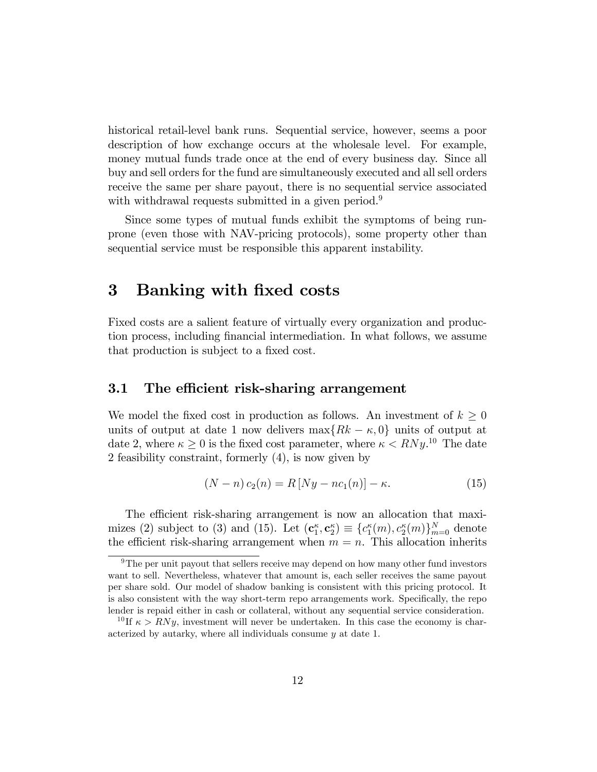historical retail-level bank runs. Sequential service, however, seems a poor description of how exchange occurs at the wholesale level. For example, money mutual funds trade once at the end of every business day. Since all buy and sell orders for the fund are simultaneously executed and all sell orders receive the same per share payout, there is no sequential service associated with withdrawal requests submitted in a given period.[9]

Since some types of mutual funds exhibit the symptoms of being run-prone (even those with NAV-pricing protocols), some property other than sequential service must be responsible this apparent instability.

# 3 Banking with fixed costs

Fixed costs are a salient feature of virtually every organization and production process, including financial intermediation. In what follows, we assume that production is subject to a fixed cost.

## 3.1 The efficient risk-sharing arrangement

We model the fixed cost in production as follows. An investment of $k \geq 0$ units of output at date 1 now delivers $\max\{Rk - \kappa, 0\}$ units of output at date 2, where $\kappa \geq 0$ is the fixed cost parameter, where $\kappa < RNy$.[10] The date 2 feasibility constraint, formerly (4), is now given by

$$(N - n)\, c_2(n) = R\left[Ny - nc_1(n)\right] - \kappa. \tag{15}$$

The efficient risk-sharing arrangement is now an allocation that maximizes (2) subject to (3) and (15). Let $(\mathbf{c}_1^{\kappa}, \mathbf{c}_2^{\kappa}) \equiv \{c_1^{\kappa}(m), c_2^{\kappa}(m)\}_{m=0}^{N}$ denote the efficient risk-sharing arrangement when $m = n$. This allocation inherits

[9] The per unit payout that sellers receive may depend on how many other fund investors want to sell. Nevertheless, whatever that amount is, each seller receives the same payout per share sold. Our model of shadow banking is consistent with this pricing protocol. It is also consistent with the way short-term repo arrangements work. Specifically, the repo lender is repaid either in cash or collateral, without any sequential service consideration.

[10] If $\kappa > RNy$, investment will never be undertaken. In this case the economy is characterized by autarky, where all individuals consume $y$ at date 1.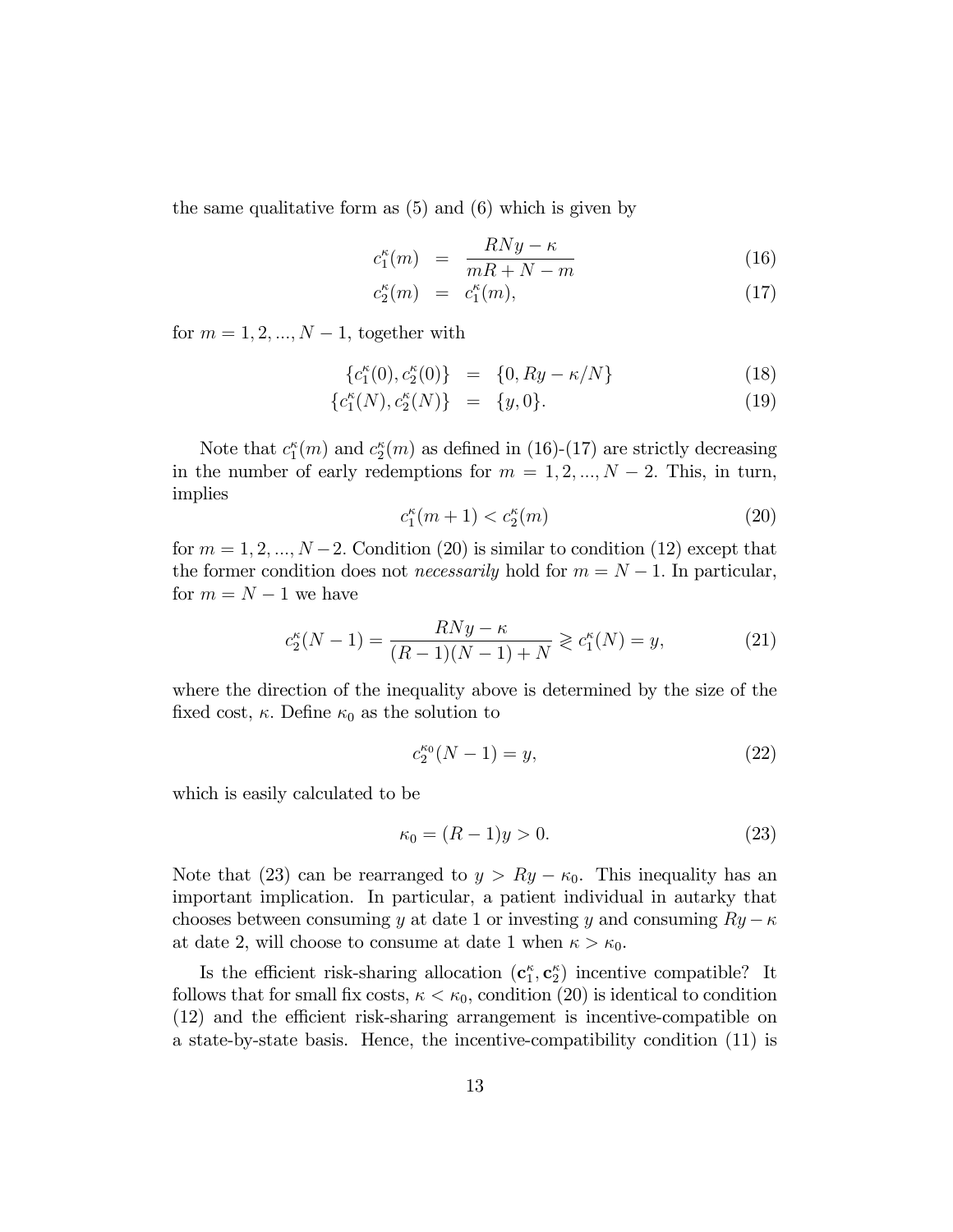the same qualitative form as (5) and (6) which is given by

$$c_1^\kappa(m) = \frac{RNy - \kappa}{mR + N - m} \tag{16}$$

$$c_2^\kappa(m) = c_1^\kappa(m), \tag{17}$$

for $m = 1, 2, ..., N-1$, together with

$$\{c_1^\kappa(0), c_2^\kappa(0)\} = \{0, Ry - \kappa/N\} \tag{18}$$

$$\{c_1^\kappa(N), c_2^\kappa(N)\} = \{y, 0\}. \tag{19}$$

Note that $c_1^\kappa(m)$ and $c_2^\kappa(m)$ as defined in (16)-(17) are strictly decreasing in the number of early redemptions for $m = 1, 2, ..., N-2$. This, in turn, implies

$$c_1^\kappa(m+1) < c_2^\kappa(m) \tag{20}$$

for $m = 1, 2, ..., N-2$. Condition (20) is similar to condition (12) except that the former condition does not *necessarily* hold for $m = N-1$. In particular, for $m = N-1$ we have

$$c_2^\kappa(N-1) = \frac{RNy - \kappa}{(R-1)(N-1) + N} \gtrless c_1^\kappa(N) = y, \tag{21}$$

where the direction of the inequality above is determined by the size of the fixed cost, $\kappa$. Define $\kappa_0$ as the solution to

$$c_2^{\kappa_0}(N-1) = y, \tag{22}$$

which is easily calculated to be

$$\kappa_0 = (R-1)y > 0. \tag{23}$$

Note that (23) can be rearranged to $y > Ry - \kappa_0$. This inequality has an important implication. In particular, a patient individual in autarky that chooses between consuming $y$ at date 1 or investing $y$ and consuming $Ry - \kappa$ at date 2, will choose to consume at date 1 when $\kappa > \kappa_0$.

Is the efficient risk-sharing allocation $(\mathbf{c}_1^\kappa, \mathbf{c}_2^\kappa)$ incentive compatible? It follows that for small fix costs, $\kappa < \kappa_0$, condition (20) is identical to condition (12) and the efficient risk-sharing arrangement is incentive-compatible on a state-by-state basis. Hence, the incentive-compatibility condition (11) is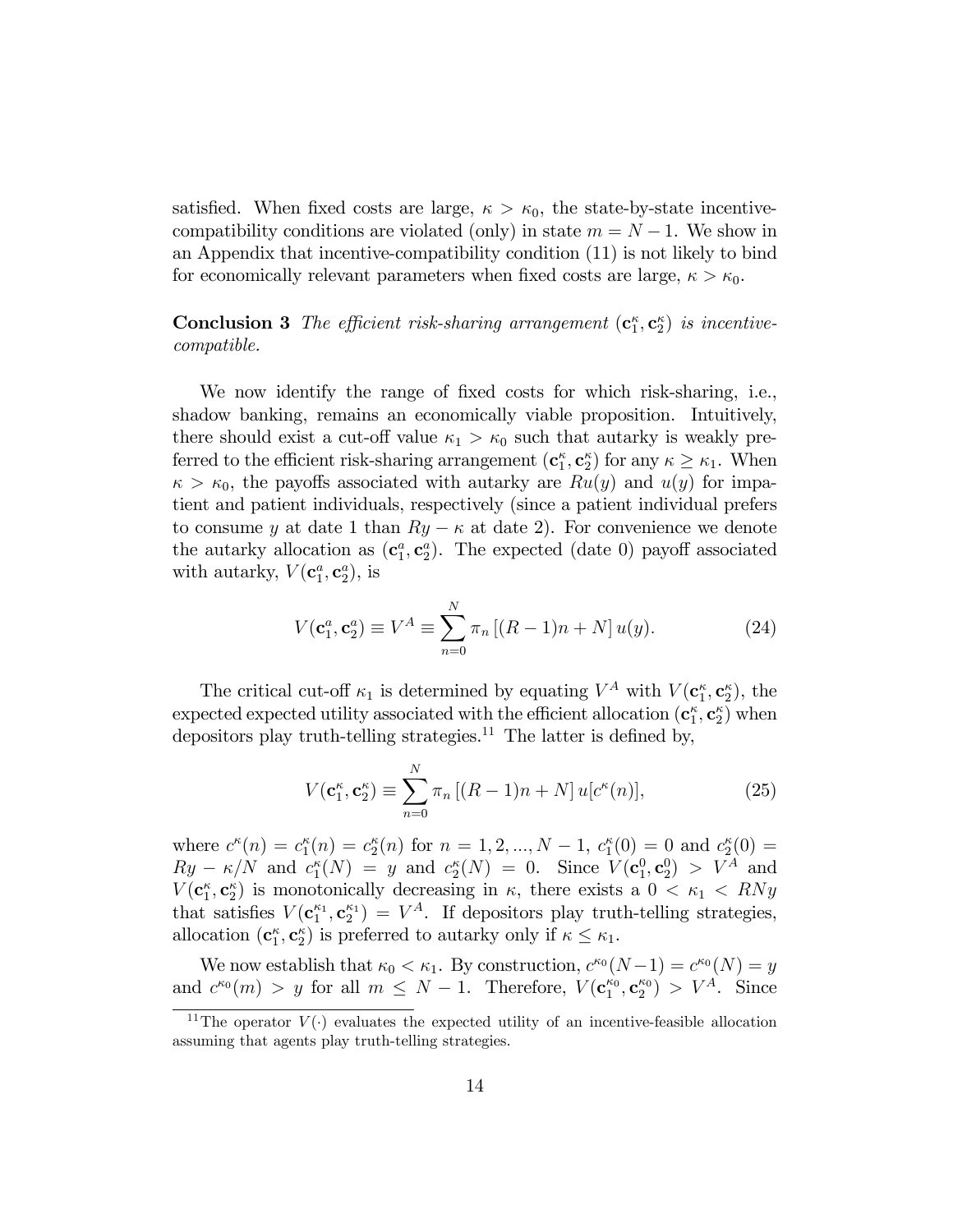satisfied. When fixed costs are large, $\kappa > \kappa_0$, the state-by-state incentive-compatibility conditions are violated (only) in state $m = N - 1$. We show in an Appendix that incentive-compatibility condition (11) is not likely to bind for economically relevant parameters when fixed costs are large, $\kappa > \kappa_0$.

**Conclusion 3** *The efficient risk-sharing arrangement* $(\mathbf{c}_1^\kappa, \mathbf{c}_2^\kappa)$ *is incentive-compatible.*

We now identify the range of fixed costs for which risk-sharing, i.e., shadow banking, remains an economically viable proposition. Intuitively, there should exist a cut-off value $\kappa_1 > \kappa_0$ such that autarky is weakly preferred to the efficient risk-sharing arrangement $(\mathbf{c}_1^\kappa, \mathbf{c}_2^\kappa)$ for any $\kappa \geq \kappa_1$. When $\kappa > \kappa_0$, the payoffs associated with autarky are $Ru(y)$ and $u(y)$ for impatient and patient individuals, respectively (since a patient individual prefers to consume $y$ at date 1 than $Ry - \kappa$ at date 2). For convenience we denote the autarky allocation as $(\mathbf{c}_1^a, \mathbf{c}_2^a)$. The expected (date 0) payoff associated with autarky, $V(\mathbf{c}_1^a, \mathbf{c}_2^a)$, is

$$V(\mathbf{c}_1^a, \mathbf{c}_2^a) \equiv V^A \equiv \sum_{n=0}^{N} \pi_n \left[(R-1)n + N\right] u(y). \tag{24}$$

The critical cut-off $\kappa_1$ is determined by equating $V^A$ with $V(\mathbf{c}_1^\kappa, \mathbf{c}_2^\kappa)$, the expected expected utility associated with the efficient allocation $(\mathbf{c}_1^\kappa, \mathbf{c}_2^\kappa)$ when depositors play truth-telling strategies.[11] The latter is defined by,

$$V(\mathbf{c}_1^\kappa, \mathbf{c}_2^\kappa) \equiv \sum_{n=0}^{N} \pi_n \left[(R-1)n + N\right] u[c^\kappa(n)], \tag{25}$$

where $c^\kappa(n) = c_1^\kappa(n) = c_2^\kappa(n)$ for $n = 1, 2, ..., N-1$, $c_1^\kappa(0) = 0$ and $c_2^\kappa(0) = Ry - \kappa/N$ and $c_1^\kappa(N) = y$ and $c_2^\kappa(N) = 0$. Since $V(\mathbf{c}_1^0, \mathbf{c}_2^0) > V^A$ and $V(\mathbf{c}_1^\kappa, \mathbf{c}_2^\kappa)$ is monotonically decreasing in $\kappa$, there exists a $0 < \kappa_1 < RNy$ that satisfies $V(\mathbf{c}_1^{\kappa_1}, \mathbf{c}_2^{\kappa_1}) = V^A$. If depositors play truth-telling strategies, allocation $(\mathbf{c}_1^\kappa, \mathbf{c}_2^\kappa)$ is preferred to autarky only if $\kappa \leq \kappa_1$.

We now establish that $\kappa_0 < \kappa_1$. By construction, $c^{\kappa_0}(N-1) = c^{\kappa_0}(N) = y$ and $c^{\kappa_0}(m) > y$ for all $m \leq N-1$. Therefore, $V(\mathbf{c}_1^{\kappa_0}, \mathbf{c}_2^{\kappa_0}) > V^A$. Since

[11] The operator $V(\cdot)$ evaluates the expected utility of an incentive-feasible allocation assuming that agents play truth-telling strategies.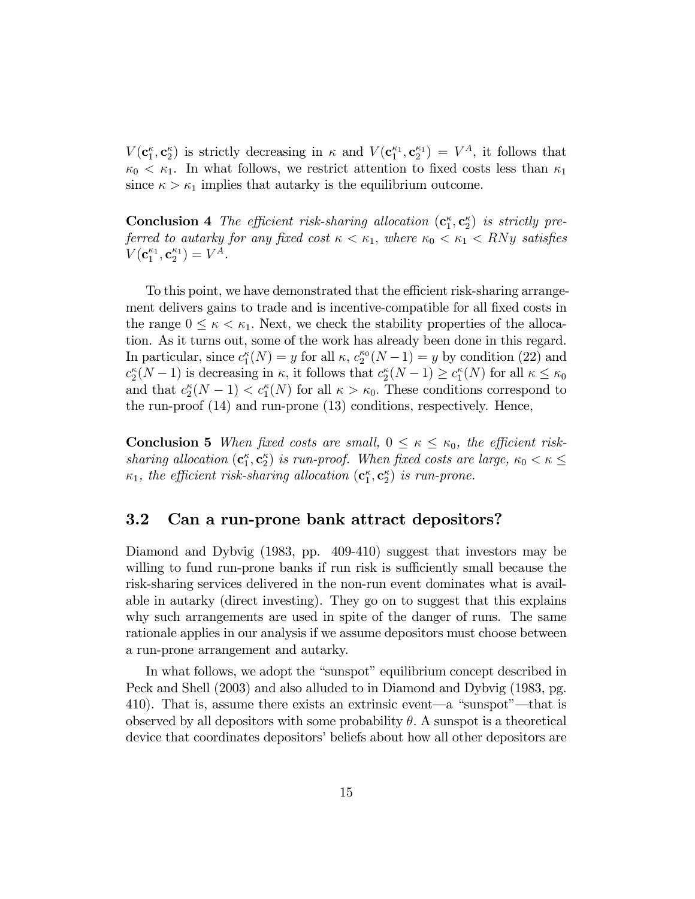$V(\mathbf{c}_1^\kappa, \mathbf{c}_2^\kappa)$ is strictly decreasing in $\kappa$ and $V(\mathbf{c}_1^{\kappa_1}, \mathbf{c}_2^{\kappa_1}) = V^A$, it follows that $\kappa_0 < \kappa_1$. In what follows, we restrict attention to fixed costs less than $\kappa_1$ since $\kappa > \kappa_1$ implies that autarky is the equilibrium outcome.

**Conclusion 4** *The efficient risk-sharing allocation $(\mathbf{c}_1^\kappa, \mathbf{c}_2^\kappa)$ is strictly preferred to autarky for any fixed cost $\kappa < \kappa_1$, where $\kappa_0 < \kappa_1 < RNy$ satisfies $V(\mathbf{c}_1^{\kappa_1}, \mathbf{c}_2^{\kappa_1}) = V^A$.*

To this point, we have demonstrated that the efficient risk-sharing arrangement delivers gains to trade and is incentive-compatible for all fixed costs in the range $0 \leq \kappa < \kappa_1$. Next, we check the stability properties of the allocation. As it turns out, some of the work has already been done in this regard. In particular, since $c_1^\kappa(N) = y$ for all $\kappa$, $c_2^{\kappa_0}(N-1) = y$ by condition (22) and $c_2^\kappa(N-1)$ is decreasing in $\kappa$, it follows that $c_2^\kappa(N-1) \geq c_1^\kappa(N)$ for all $\kappa \leq \kappa_0$ and that $c_2^\kappa(N-1) < c_1^\kappa(N)$ for all $\kappa > \kappa_0$. These conditions correspond to the run-proof (14) and run-prone (13) conditions, respectively. Hence,

**Conclusion 5** *When fixed costs are small, $0 \leq \kappa \leq \kappa_0$, the efficient risk-sharing allocation $(\mathbf{c}_1^\kappa, \mathbf{c}_2^\kappa)$ is run-proof. When fixed costs are large, $\kappa_0 < \kappa \leq \kappa_1$, the efficient risk-sharing allocation $(\mathbf{c}_1^\kappa, \mathbf{c}_2^\kappa)$ is run-prone.*

## 3.2 Can a run-prone bank attract depositors?

Diamond and Dybvig (1983, pp. 409-410) suggest that investors may be willing to fund run-prone banks if run risk is sufficiently small because the risk-sharing services delivered in the non-run event dominates what is available in autarky (direct investing). They go on to suggest that this explains why such arrangements are used in spite of the danger of runs. The same rationale applies in our analysis if we assume depositors must choose between a run-prone arrangement and autarky.

In what follows, we adopt the "sunspot" equilibrium concept described in Peck and Shell (2003) and also alluded to in Diamond and Dybvig (1983, pg. 410). That is, assume there exists an extrinsic event—a "sunspot"—that is observed by all depositors with some probability $\theta$. A sunspot is a theoretical device that coordinates depositors' beliefs about how all other depositors are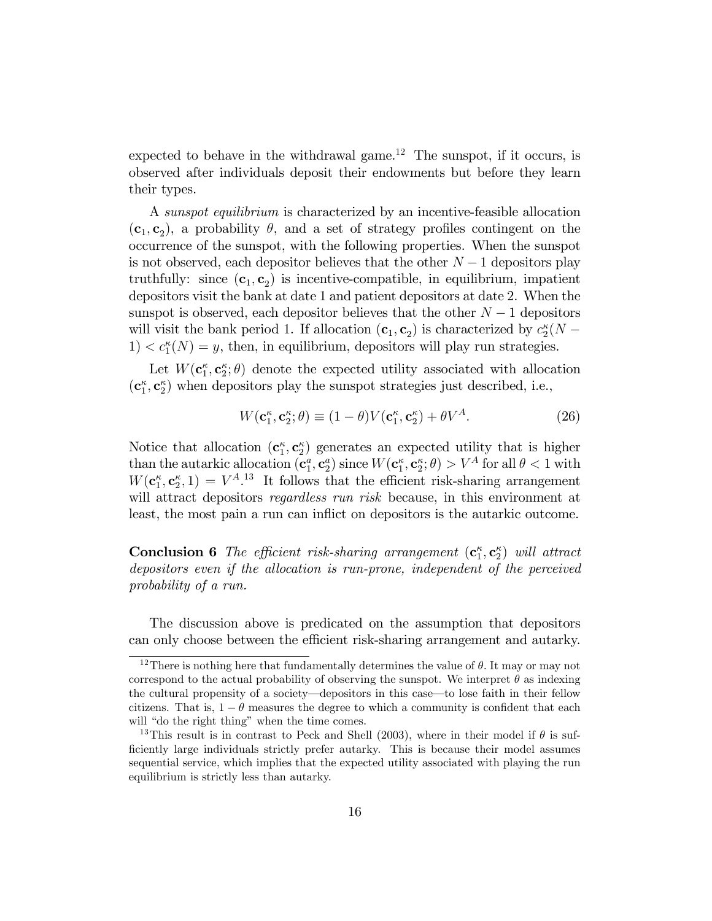expected to behave in the withdrawal game.[12] The sunspot, if it occurs, is observed after individuals deposit their endowments but before they learn their types.

A *sunspot equilibrium* is characterized by an incentive-feasible allocation $(\mathbf{c}_1, \mathbf{c}_2)$, a probability $\theta$, and a set of strategy profiles contingent on the occurrence of the sunspot, with the following properties. When the sunspot is not observed, each depositor believes that the other $N-1$ depositors play truthfully: since $(\mathbf{c}_1, \mathbf{c}_2)$ is incentive-compatible, in equilibrium, impatient depositors visit the bank at date 1 and patient depositors at date 2. When the sunspot is observed, each depositor believes that the other $N-1$ depositors will visit the bank period 1. If allocation $(\mathbf{c}_1, \mathbf{c}_2)$ is characterized by $c_2^{\kappa}(N-1) < c_1^{\kappa}(N) = y$, then, in equilibrium, depositors will play run strategies.

Let $W(\mathbf{c}_1^{\kappa}, \mathbf{c}_2^{\kappa}; \theta)$ denote the expected utility associated with allocation $(\mathbf{c}_1^{\kappa}, \mathbf{c}_2^{\kappa})$ when depositors play the sunspot strategies just described, i.e.,

$$W(\mathbf{c}_1^{\kappa}, \mathbf{c}_2^{\kappa}; \theta) \equiv (1-\theta)V(\mathbf{c}_1^{\kappa}, \mathbf{c}_2^{\kappa}) + \theta V^A. \tag{26}$$

Notice that allocation $(\mathbf{c}_1^{\kappa}, \mathbf{c}_2^{\kappa})$ generates an expected utility that is higher than the autarkic allocation $(\mathbf{c}_1^{a}, \mathbf{c}_2^{a})$ since $W(\mathbf{c}_1^{\kappa}, \mathbf{c}_2^{\kappa}; \theta) > V^A$ for all $\theta < 1$ with $W(\mathbf{c}_1^{\kappa}, \mathbf{c}_2^{\kappa}, 1) = V^A$.[13] It follows that the efficient risk-sharing arrangement will attract depositors *regardless run risk* because, in this environment at least, the most pain a run can inflict on depositors is the autarkic outcome.

**Conclusion 6** *The efficient risk-sharing arrangement $(\mathbf{c}_1^{\kappa}, \mathbf{c}_2^{\kappa})$ will attract depositors even if the allocation is run-prone, independent of the perceived probability of a run.*

The discussion above is predicated on the assumption that depositors can only choose between the efficient risk-sharing arrangement and autarky.

---

[12] There is nothing here that fundamentally determines the value of $\theta$. It may or may not correspond to the actual probability of observing the sunspot. We interpret $\theta$ as indexing the cultural propensity of a society—depositors in this case—to lose faith in their fellow citizens. That is, $1-\theta$ measures the degree to which a community is confident that each will "do the right thing" when the time comes.

[13] This result is in contrast to Peck and Shell (2003), where in their model if $\theta$ is sufficiently large individuals strictly prefer autarky. This is because their model assumes sequential service, which implies that the expected utility associated with playing the run equilibrium is strictly less than autarky.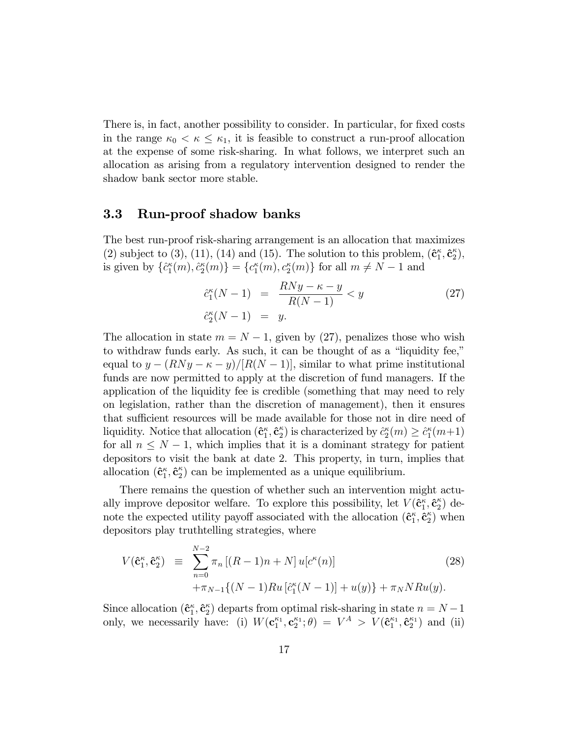There is, in fact, another possibility to consider. In particular, for fixed costs in the range $\kappa_0 < \kappa \leq \kappa_1$, it is feasible to construct a run-proof allocation at the expense of some risk-sharing. In what follows, we interpret such an allocation as arising from a regulatory intervention designed to render the shadow bank sector more stable.

### 3.3 Run-proof shadow banks

The best run-proof risk-sharing arrangement is an allocation that maximizes (2) subject to (3), (11), (14) and (15). The solution to this problem, $(\hat{\mathbf{c}}_1^\kappa, \hat{\mathbf{c}}_2^\kappa)$, is given by $\{\hat{c}_1^\kappa(m), \hat{c}_2^\kappa(m)\} = \{c_1^\kappa(m), c_2^\kappa(m)\}$ for all $m \neq N-1$ and

$$\begin{aligned} \hat{c}_1^\kappa(N-1) &= \frac{RNy - \kappa - y}{R(N-1)} < y \\ \hat{c}_2^\kappa(N-1) &= y. \end{aligned} \tag{27}$$

The allocation in state $m = N-1$, given by (27), penalizes those who wish to withdraw funds early. As such, it can be thought of as a "liquidity fee," equal to $y - (RNy - \kappa - y)/[R(N-1)]$, similar to what prime institutional funds are now permitted to apply at the discretion of fund managers. If the application of the liquidity fee is credible (something that may need to rely on legislation, rather than the discretion of management), then it ensures that sufficient resources will be made available for those not in dire need of liquidity. Notice that allocation $(\hat{\mathbf{c}}_1^\kappa, \hat{\mathbf{c}}_2^\kappa)$ is characterized by $\hat{c}_2^\kappa(m) \geq \hat{c}_1^\kappa(m+1)$ for all $n \leq N-1$, which implies that it is a dominant strategy for patient depositors to visit the bank at date 2. This property, in turn, implies that allocation $(\hat{\mathbf{c}}_1^\kappa, \hat{\mathbf{c}}_2^\kappa)$ can be implemented as a unique equilibrium.

There remains the question of whether such an intervention might actually improve depositor welfare. To explore this possibility, let $V(\hat{\mathbf{c}}_1^\kappa, \hat{\mathbf{c}}_2^\kappa)$ denote the expected utility payoff associated with the allocation $(\hat{\mathbf{c}}_1^\kappa, \hat{\mathbf{c}}_2^\kappa)$ when depositors play truthtelling strategies, where

$$\begin{aligned} V(\hat{\mathbf{c}}_1^\kappa, \hat{\mathbf{c}}_2^\kappa) \;\equiv\; & \sum_{n=0}^{N-2} \pi_n \left[(R-1)n + N\right] u[c^\kappa(n)] \\ & + \pi_{N-1}\{(N-1)Ru\left[\hat{c}_1^\kappa(N-1)\right] + u(y)\} + \pi_N NRu(y). \end{aligned} \tag{28}$$

Since allocation $(\hat{\mathbf{c}}_1^\kappa, \hat{\mathbf{c}}_2^\kappa)$ departs from optimal risk-sharing in state $n = N-1$ only, we necessarily have: (i) $W(\mathbf{c}_1^{\kappa_1}, \mathbf{c}_2^{\kappa_1}; \theta) = V^A > V(\hat{\mathbf{c}}_1^{\kappa_1}, \hat{\mathbf{c}}_2^{\kappa_1})$ and (ii)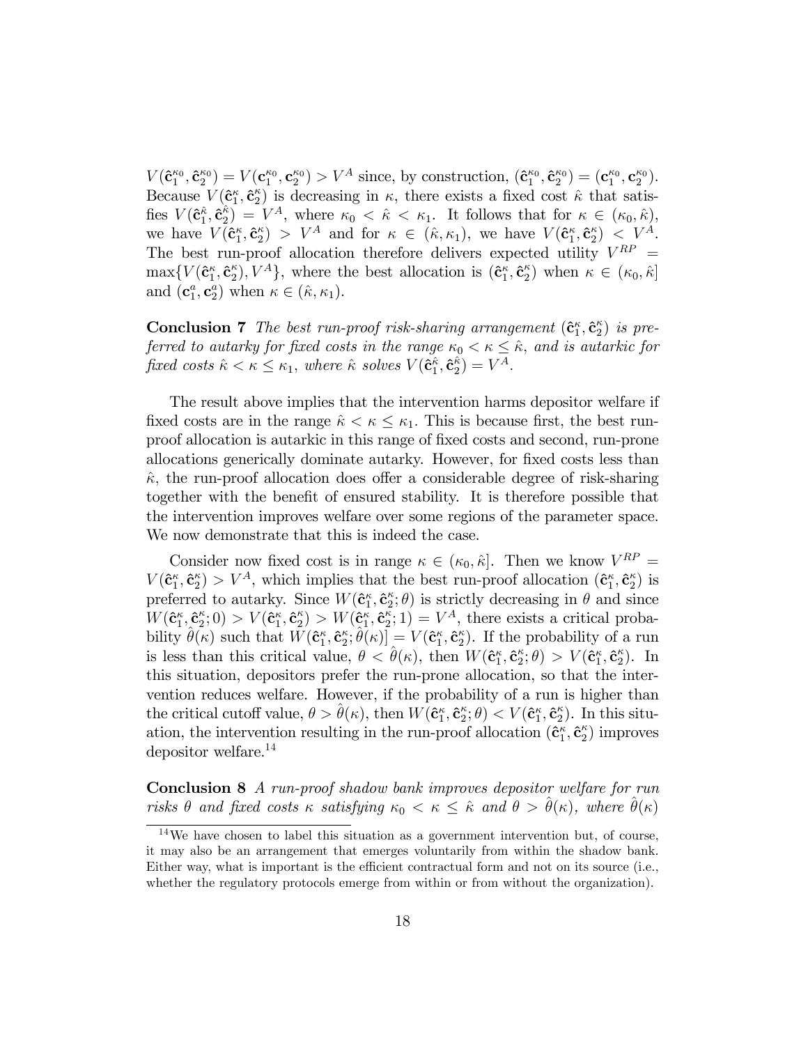$V(\hat{\mathbf{c}}_1^{\kappa_0}, \hat{\mathbf{c}}_2^{\kappa_0}) = V(\mathbf{c}_1^{\kappa_0}, \mathbf{c}_2^{\kappa_0}) > V^A$ since, by construction, $(\hat{\mathbf{c}}_1^{\kappa_0}, \hat{\mathbf{c}}_2^{\kappa_0}) = (\mathbf{c}_1^{\kappa_0}, \mathbf{c}_2^{\kappa_0})$. Because $V(\hat{\mathbf{c}}_1^{\kappa}, \hat{\mathbf{c}}_2^{\kappa})$ is decreasing in $\kappa$, there exists a fixed cost $\hat{\kappa}$ that satisfies $V(\hat{\mathbf{c}}_1^{\hat{\kappa}}, \hat{\mathbf{c}}_2^{\hat{\kappa}}) = V^A$, where $\kappa_0 < \hat{\kappa} < \kappa_1$. It follows that for $\kappa \in (\kappa_0, \hat{\kappa})$, we have $V(\hat{\mathbf{c}}_1^{\kappa}, \hat{\mathbf{c}}_2^{\kappa}) > V^A$ and for $\kappa \in (\hat{\kappa}, \kappa_1)$, we have $V(\hat{\mathbf{c}}_1^{\kappa}, \hat{\mathbf{c}}_2^{\kappa}) < V^A$. The best run-proof allocation therefore delivers expected utility $V^{RP} = \max\{V(\hat{\mathbf{c}}_1^{\kappa}, \hat{\mathbf{c}}_2^{\kappa}), V^A\}$, where the best allocation is $(\hat{\mathbf{c}}_1^{\kappa}, \hat{\mathbf{c}}_2^{\kappa})$ when $\kappa \in (\kappa_0, \hat{\kappa}]$ and $(\mathbf{c}_1^a, \mathbf{c}_2^a)$ when $\kappa \in (\hat{\kappa}, \kappa_1)$.

**Conclusion 7** *The best run-proof risk-sharing arrangement $(\hat{\mathbf{c}}_1^{\kappa}, \hat{\mathbf{c}}_2^{\kappa})$ is preferred to autarky for fixed costs in the range $\kappa_0 < \kappa \leq \hat{\kappa}$, and is autarkic for fixed costs $\hat{\kappa} < \kappa \leq \kappa_1$, where $\hat{\kappa}$ solves $V(\hat{\mathbf{c}}_1^{\hat{\kappa}}, \hat{\mathbf{c}}_2^{\hat{\kappa}}) = V^A$.*

The result above implies that the intervention harms depositor welfare if fixed costs are in the range $\hat{\kappa} < \kappa \leq \kappa_1$. This is because first, the best run-proof allocation is autarkic in this range of fixed costs and second, run-prone allocations generically dominate autarky. However, for fixed costs less than $\hat{\kappa}$, the run-proof allocation does offer a considerable degree of risk-sharing together with the benefit of ensured stability. It is therefore possible that the intervention improves welfare over some regions of the parameter space. We now demonstrate that this is indeed the case.

Consider now fixed cost is in range $\kappa \in (\kappa_0, \hat{\kappa}]$. Then we know $V^{RP} = V(\hat{\mathbf{c}}_1^{\kappa}, \hat{\mathbf{c}}_2^{\kappa}) > V^A$, which implies that the best run-proof allocation $(\hat{\mathbf{c}}_1^{\kappa}, \hat{\mathbf{c}}_2^{\kappa})$ is preferred to autarky. Since $W(\hat{\mathbf{c}}_1^{\kappa}, \hat{\mathbf{c}}_2^{\kappa}; \theta)$ is strictly decreasing in $\theta$ and since $W(\hat{\mathbf{c}}_1^{\kappa}, \hat{\mathbf{c}}_2^{\kappa}; 0) > V(\hat{\mathbf{c}}_1^{\kappa}, \hat{\mathbf{c}}_2^{\kappa}) > W(\hat{\mathbf{c}}_1^{\kappa}, \hat{\mathbf{c}}_2^{\kappa}; 1) = V^A$, there exists a critical probability $\hat{\theta}(\kappa)$ such that $W(\hat{\mathbf{c}}_1^{\kappa}, \hat{\mathbf{c}}_2^{\kappa}; \hat{\theta}(\kappa)] = V(\hat{\mathbf{c}}_1^{\kappa}, \hat{\mathbf{c}}_2^{\kappa})$. If the probability of a run is less than this critical value, $\theta < \hat{\theta}(\kappa)$, then $W(\hat{\mathbf{c}}_1^{\kappa}, \hat{\mathbf{c}}_2^{\kappa}; \theta) > V(\hat{\mathbf{c}}_1^{\kappa}, \hat{\mathbf{c}}_2^{\kappa})$. In this situation, depositors prefer the run-prone allocation, so that the intervention reduces welfare. However, if the probability of a run is higher than the critical cutoff value, $\theta > \hat{\theta}(\kappa)$, then $W(\hat{\mathbf{c}}_1^{\kappa}, \hat{\mathbf{c}}_2^{\kappa}; \theta) < V(\hat{\mathbf{c}}_1^{\kappa}, \hat{\mathbf{c}}_2^{\kappa})$. In this situation, the intervention resulting in the run-proof allocation $(\hat{\mathbf{c}}_1^{\kappa}, \hat{\mathbf{c}}_2^{\kappa})$ improves depositor welfare.[14]

**Conclusion 8** *A run-proof shadow bank improves depositor welfare for run risks $\theta$ and fixed costs $\kappa$ satisfying $\kappa_0 < \kappa \leq \hat{\kappa}$ and $\theta > \hat{\theta}(\kappa)$, where $\hat{\theta}(\kappa)$*

[14] We have chosen to label this situation as a government intervention but, of course, it may also be an arrangement that emerges voluntarily from within the shadow bank. Either way, what is important is the efficient contractual form and not on its source (i.e., whether the regulatory protocols emerge from within or from without the organization).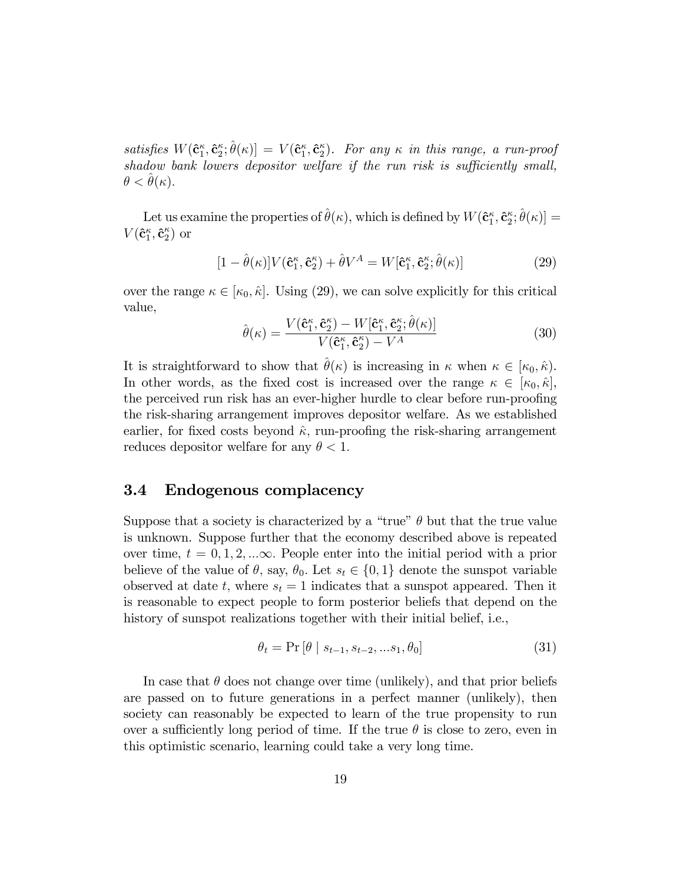*satisfies* $W(\hat{\mathbf{c}}_1^\kappa, \hat{\mathbf{c}}_2^\kappa; \hat{\theta}(\kappa)] = V(\hat{\mathbf{c}}_1^\kappa, \hat{\mathbf{c}}_2^\kappa)$*. For any* $\kappa$ *in this range, a run-proof shadow bank lowers depositor welfare if the run risk is sufficiently small,* $\theta < \hat{\theta}(\kappa)$*.*

Let us examine the properties of $\hat{\theta}(\kappa)$, which is defined by $W(\hat{\mathbf{c}}_1^\kappa, \hat{\mathbf{c}}_2^\kappa; \hat{\theta}(\kappa)] = V(\hat{\mathbf{c}}_1^\kappa, \hat{\mathbf{c}}_2^\kappa)$ or

$$[1 - \hat{\theta}(\kappa)]V(\hat{\mathbf{c}}_1^\kappa, \hat{\mathbf{c}}_2^\kappa) + \hat{\theta}V^A = W[\hat{\mathbf{c}}_1^\kappa, \hat{\mathbf{c}}_2^\kappa; \hat{\theta}(\kappa)] \tag{29}$$

over the range $\kappa \in [\kappa_0, \hat{\kappa}]$. Using (29), we can solve explicitly for this critical value,

$$\hat{\theta}(\kappa) = \frac{V(\hat{\mathbf{c}}_1^\kappa, \hat{\mathbf{c}}_2^\kappa) - W[\hat{\mathbf{c}}_1^\kappa, \hat{\mathbf{c}}_2^\kappa; \hat{\theta}(\kappa)]}{V(\hat{\mathbf{c}}_1^\kappa, \hat{\mathbf{c}}_2^\kappa) - V^A} \tag{30}$$

It is straightforward to show that $\hat{\theta}(\kappa)$ is increasing in $\kappa$ when $\kappa \in [\kappa_0, \hat{\kappa})$. In other words, as the fixed cost is increased over the range $\kappa \in [\kappa_0, \hat{\kappa}]$, the perceived run risk has an ever-higher hurdle to clear before run-proofing the risk-sharing arrangement improves depositor welfare. As we established earlier, for fixed costs beyond $\hat{\kappa}$, run-proofing the risk-sharing arrangement reduces depositor welfare for any $\theta < 1$.

### 3.4 Endogenous complacency

Suppose that a society is characterized by a "true" $\theta$ but that the true value is unknown. Suppose further that the economy described above is repeated over time, $t = 0, 1, 2, ...\infty$. People enter into the initial period with a prior believe of the value of $\theta$, say, $\theta_0$. Let $s_t \in \{0, 1\}$ denote the sunspot variable observed at date $t$, where $s_t = 1$ indicates that a sunspot appeared. Then it is reasonable to expect people to form posterior beliefs that depend on the history of sunspot realizations together with their initial belief, i.e.,

$$\theta_t = \Pr[\theta \mid s_{t-1}, s_{t-2}, ...s_1, \theta_0] \tag{31}$$

In case that $\theta$ does not change over time (unlikely), and that prior beliefs are passed on to future generations in a perfect manner (unlikely), then society can reasonably be expected to learn of the true propensity to run over a sufficiently long period of time. If the true $\theta$ is close to zero, even in this optimistic scenario, learning could take a very long time.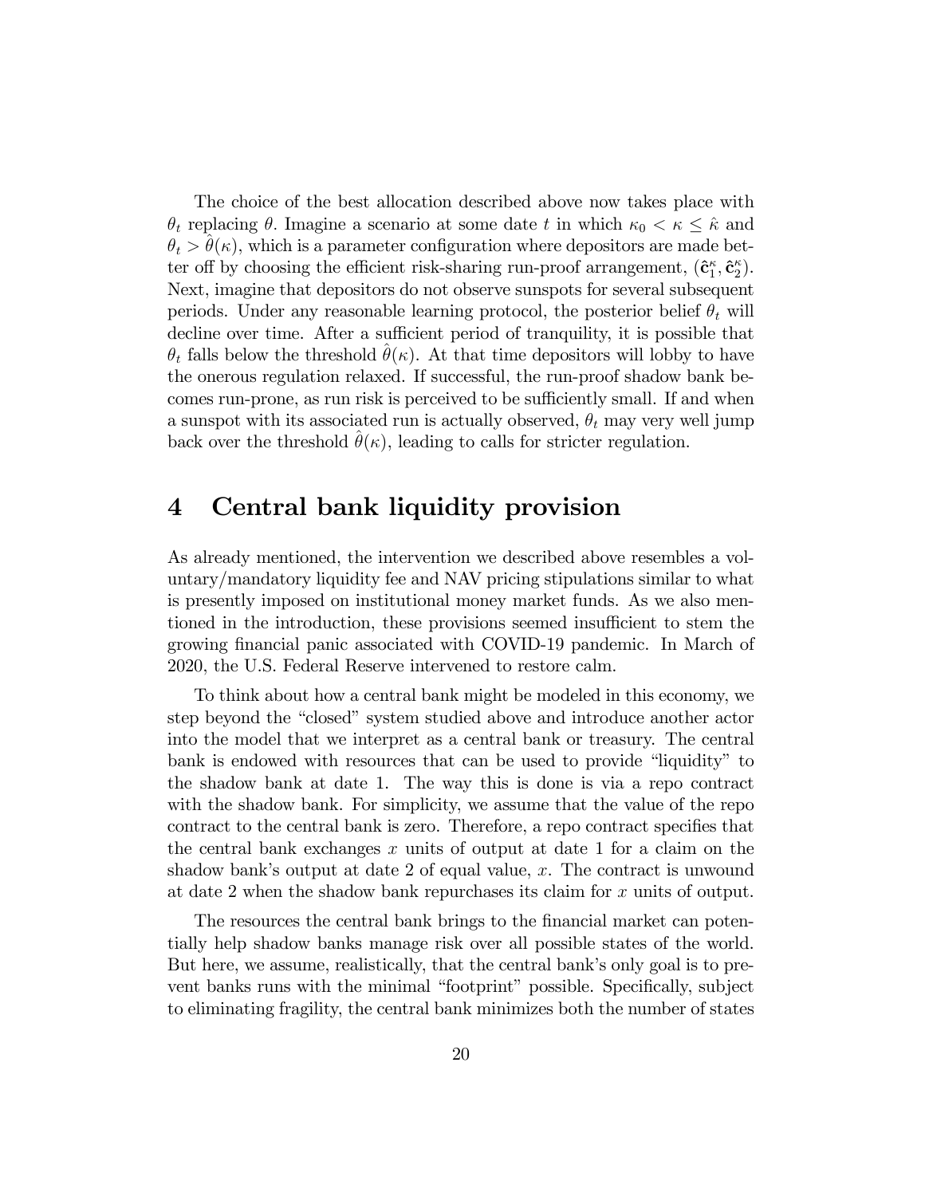The choice of the best allocation described above now takes place with $\theta_t$ replacing $\theta$. Imagine a scenario at some date $t$ in which $\kappa_0 < \kappa \leq \hat{\kappa}$ and $\theta_t > \hat{\theta}(\kappa)$, which is a parameter configuration where depositors are made better off by choosing the efficient risk-sharing run-proof arrangement, $(\hat{\mathbf{c}}_1^{\kappa}, \hat{\mathbf{c}}_2^{\kappa})$. Next, imagine that depositors do not observe sunspots for several subsequent periods. Under any reasonable learning protocol, the posterior belief $\theta_t$ will decline over time. After a sufficient period of tranquility, it is possible that $\theta_t$ falls below the threshold $\hat{\theta}(\kappa)$. At that time depositors will lobby to have the onerous regulation relaxed. If successful, the run-proof shadow bank becomes run-prone, as run risk is perceived to be sufficiently small. If and when a sunspot with its associated run is actually observed, $\theta_t$ may very well jump back over the threshold $\hat{\theta}(\kappa)$, leading to calls for stricter regulation.

# 4 Central bank liquidity provision

As already mentioned, the intervention we described above resembles a voluntary/mandatory liquidity fee and NAV pricing stipulations similar to what is presently imposed on institutional money market funds. As we also mentioned in the introduction, these provisions seemed insufficient to stem the growing financial panic associated with COVID-19 pandemic. In March of 2020, the U.S. Federal Reserve intervened to restore calm.

To think about how a central bank might be modeled in this economy, we step beyond the "closed" system studied above and introduce another actor into the model that we interpret as a central bank or treasury. The central bank is endowed with resources that can be used to provide "liquidity" to the shadow bank at date 1. The way this is done is via a repo contract with the shadow bank. For simplicity, we assume that the value of the repo contract to the central bank is zero. Therefore, a repo contract specifies that the central bank exchanges $x$ units of output at date 1 for a claim on the shadow bank's output at date 2 of equal value, $x$. The contract is unwound at date 2 when the shadow bank repurchases its claim for $x$ units of output.

The resources the central bank brings to the financial market can potentially help shadow banks manage risk over all possible states of the world. But here, we assume, realistically, that the central bank's only goal is to prevent banks runs with the minimal "footprint" possible. Specifically, subject to eliminating fragility, the central bank minimizes both the number of states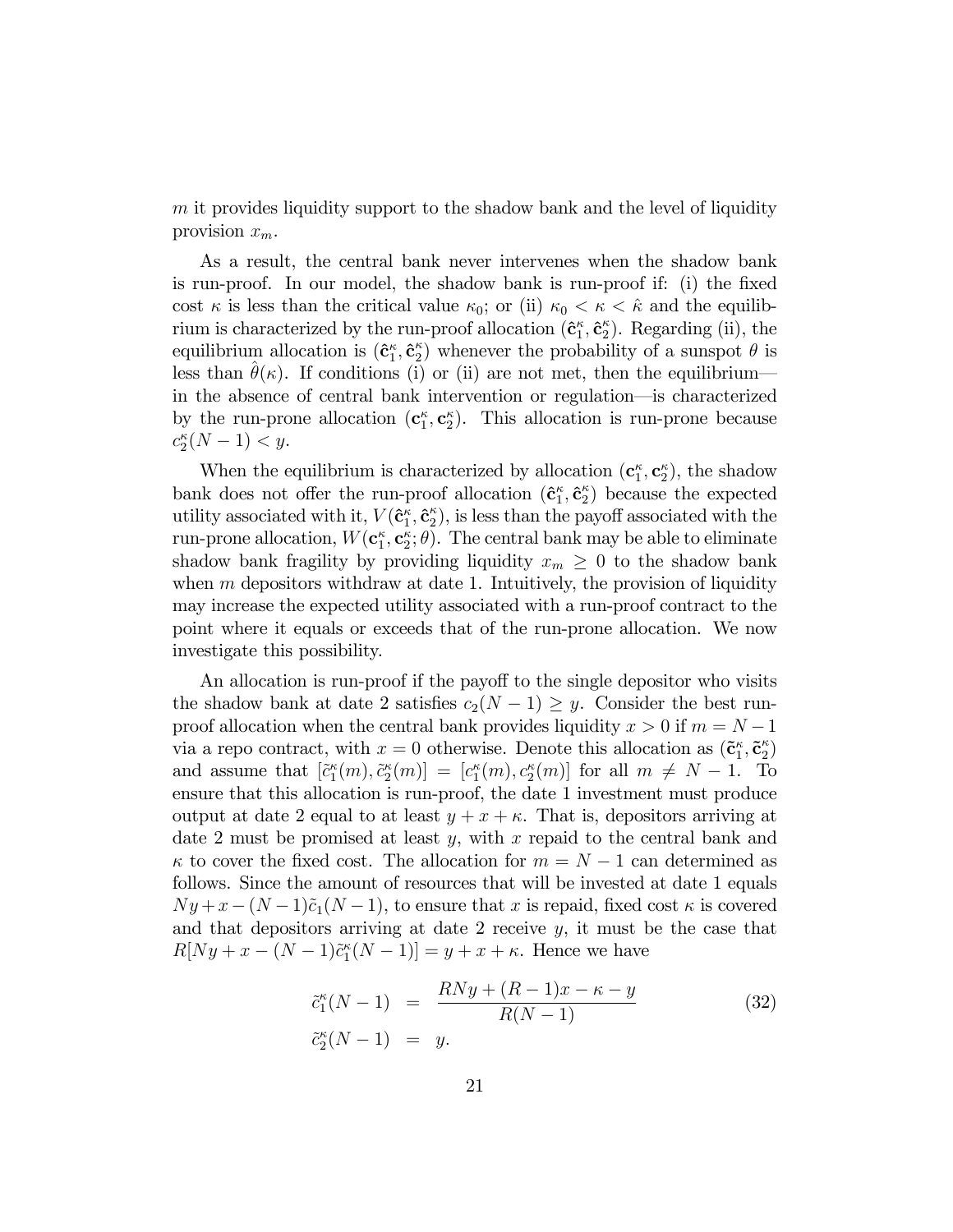$m$ it provides liquidity support to the shadow bank and the level of liquidity provision $x_m$.

As a result, the central bank never intervenes when the shadow bank is run-proof. In our model, the shadow bank is run-proof if: (i) the fixed cost $\kappa$ is less than the critical value $\kappa_0$; or (ii) $\kappa_0 < \kappa < \hat{\kappa}$ and the equilibrium is characterized by the run-proof allocation $(\hat{\mathbf{c}}_1^{\kappa}, \hat{\mathbf{c}}_2^{\kappa})$. Regarding (ii), the equilibrium allocation is $(\hat{\mathbf{c}}_1^{\kappa}, \hat{\mathbf{c}}_2^{\kappa})$ whenever the probability of a sunspot $\theta$ is less than $\hat{\theta}(\kappa)$. If conditions (i) or (ii) are not met, then the equilibrium—in the absence of central bank intervention or regulation—is characterized by the run-prone allocation $(\mathbf{c}_1^{\kappa}, \mathbf{c}_2^{\kappa})$. This allocation is run-prone because $c_2^{\kappa}(N-1) < y$.

When the equilibrium is characterized by allocation $(\mathbf{c}_1^{\kappa}, \mathbf{c}_2^{\kappa})$, the shadow bank does not offer the run-proof allocation $(\hat{\mathbf{c}}_1^{\kappa}, \hat{\mathbf{c}}_2^{\kappa})$ because the expected utility associated with it, $V(\hat{\mathbf{c}}_1^{\kappa}, \hat{\mathbf{c}}_2^{\kappa})$, is less than the payoff associated with the run-prone allocation, $W(\mathbf{c}_1^{\kappa}, \mathbf{c}_2^{\kappa}; \theta)$. The central bank may be able to eliminate shadow bank fragility by providing liquidity $x_m \geq 0$ to the shadow bank when $m$ depositors withdraw at date 1. Intuitively, the provision of liquidity may increase the expected utility associated with a run-proof contract to the point where it equals or exceeds that of the run-prone allocation. We now investigate this possibility.

An allocation is run-proof if the payoff to the single depositor who visits the shadow bank at date 2 satisfies $c_2(N-1) \geq y$. Consider the best run-proof allocation when the central bank provides liquidity $x > 0$ if $m = N-1$ via a repo contract, with $x = 0$ otherwise. Denote this allocation as $(\tilde{\mathbf{c}}_1^{\kappa}, \tilde{\mathbf{c}}_2^{\kappa})$ and assume that $[\tilde{c}_1^{\kappa}(m), \tilde{c}_2^{\kappa}(m)] = [c_1^{\kappa}(m), c_2^{\kappa}(m)]$ for all $m \neq N-1$. To ensure that this allocation is run-proof, the date 1 investment must produce output at date 2 equal to at least $y + x + \kappa$. That is, depositors arriving at date 2 must be promised at least $y$, with $x$ repaid to the central bank and $\kappa$ to cover the fixed cost. The allocation for $m = N-1$ can determined as follows. Since the amount of resources that will be invested at date 1 equals $Ny + x - (N-1)\tilde{c}_1(N-1)$, to ensure that $x$ is repaid, fixed cost $\kappa$ is covered and that depositors arriving at date 2 receive $y$, it must be the case that $R[Ny + x - (N-1)\tilde{c}_1^{\kappa}(N-1)] = y + x + \kappa$. Hence we have

$$
\begin{aligned}
\tilde{c}_1^{\kappa}(N-1) &= \frac{RNy + (R-1)x - \kappa - y}{R(N-1)} \\
\tilde{c}_2^{\kappa}(N-1) &= y.
\end{aligned}
\tag{32}
$$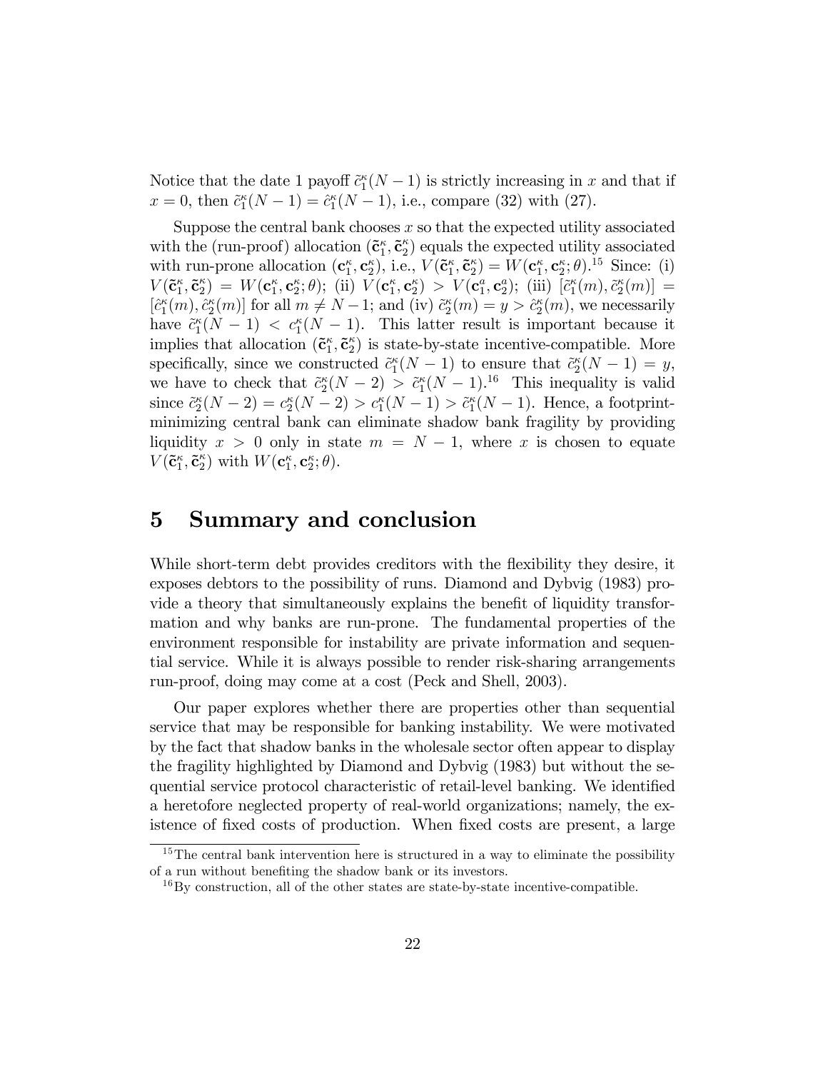Notice that the date 1 payoff $\tilde{c}_1^\kappa(N-1)$ is strictly increasing in $x$ and that if $x = 0$, then $\tilde{c}_1^\kappa(N-1) = \hat{c}_1^\kappa(N-1)$, i.e., compare (32) with (27).

Suppose the central bank chooses $x$ so that the expected utility associated with the (run-proof) allocation $(\tilde{\mathbf{c}}_1^\kappa, \tilde{\mathbf{c}}_2^\kappa)$ equals the expected utility associated with run-prone allocation $(\mathbf{c}_1^\kappa, \mathbf{c}_2^\kappa)$, i.e., $V(\tilde{\mathbf{c}}_1^\kappa, \tilde{\mathbf{c}}_2^\kappa) = W(\mathbf{c}_1^\kappa, \mathbf{c}_2^\kappa; \theta)$.[15] Since: (i) $V(\tilde{\mathbf{c}}_1^\kappa, \tilde{\mathbf{c}}_2^\kappa) = W(\mathbf{c}_1^\kappa, \mathbf{c}_2^\kappa; \theta)$; (ii) $V(\mathbf{c}_1^\kappa, \mathbf{c}_2^\kappa) > V(\mathbf{c}_1^a, \mathbf{c}_2^a)$; (iii) $[\tilde{c}_1^\kappa(m), \tilde{c}_2^\kappa(m)] = [\hat{c}_1^\kappa(m), \hat{c}_2^\kappa(m)]$ for all $m \neq N-1$; and (iv) $\tilde{c}_2^\kappa(m) = y > \hat{c}_2^\kappa(m)$, we necessarily have $\tilde{c}_1^\kappa(N-1) < c_1^\kappa(N-1)$. This latter result is important because it implies that allocation $(\tilde{\mathbf{c}}_1^\kappa, \tilde{\mathbf{c}}_2^\kappa)$ is state-by-state incentive-compatible. More specifically, since we constructed $\tilde{c}_1^\kappa(N-1)$ to ensure that $\tilde{c}_2^\kappa(N-1) = y$, we have to check that $\tilde{c}_2^\kappa(N-2) > \tilde{c}_1^\kappa(N-1)$.[16] This inequality is valid since $\tilde{c}_2^\kappa(N-2) = c_2^\kappa(N-2) > c_1^\kappa(N-1) > \tilde{c}_1^\kappa(N-1)$. Hence, a footprint-minimizing central bank can eliminate shadow bank fragility by providing liquidity $x > 0$ only in state $m = N-1$, where $x$ is chosen to equate $V(\tilde{\mathbf{c}}_1^\kappa, \tilde{\mathbf{c}}_2^\kappa)$ with $W(\mathbf{c}_1^\kappa, \mathbf{c}_2^\kappa; \theta)$.

# 5 Summary and conclusion

While short-term debt provides creditors with the flexibility they desire, it exposes debtors to the possibility of runs. Diamond and Dybvig (1983) provide a theory that simultaneously explains the benefit of liquidity transformation and why banks are run-prone. The fundamental properties of the environment responsible for instability are private information and sequential service. While it is always possible to render risk-sharing arrangements run-proof, doing may come at a cost (Peck and Shell, 2003).

Our paper explores whether there are properties other than sequential service that may be responsible for banking instability. We were motivated by the fact that shadow banks in the wholesale sector often appear to display the fragility highlighted by Diamond and Dybvig (1983) but without the sequential service protocol characteristic of retail-level banking. We identified a heretofore neglected property of real-world organizations; namely, the existence of fixed costs of production. When fixed costs are present, a large

[15] The central bank intervention here is structured in a way to eliminate the possibility of a run without benefiting the shadow bank or its investors.

[16] By construction, all of the other states are state-by-state incentive-compatible.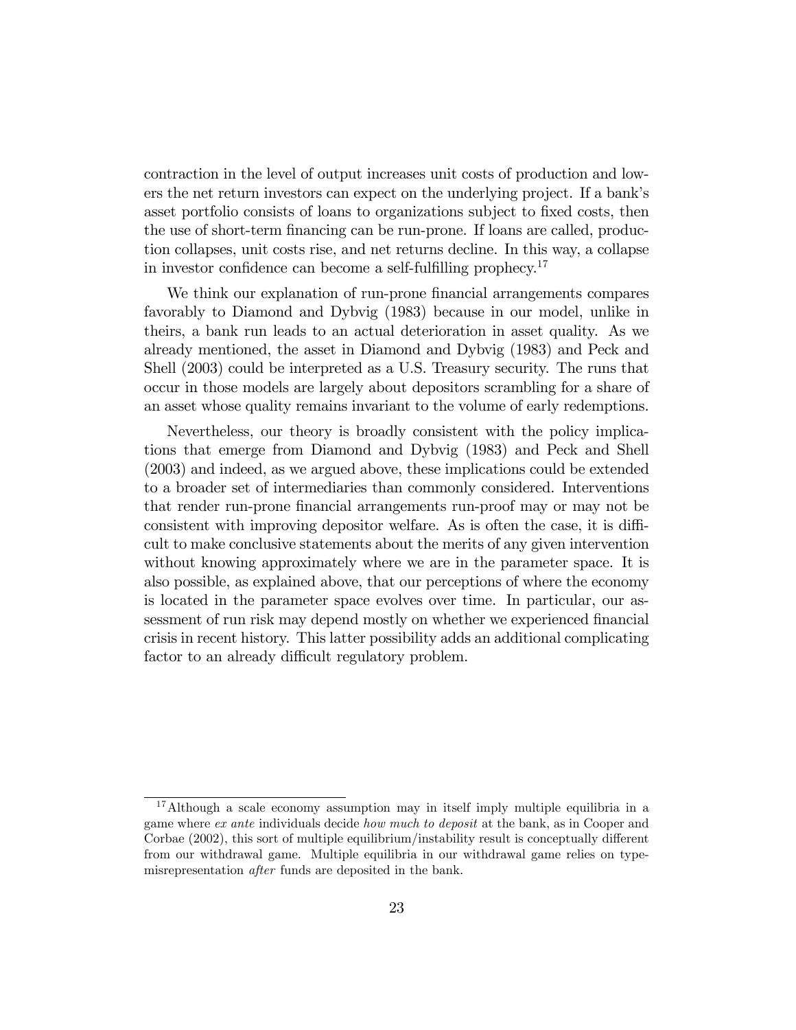contraction in the level of output increases unit costs of production and lowers the net return investors can expect on the underlying project. If a bank's asset portfolio consists of loans to organizations subject to fixed costs, then the use of short-term financing can be run-prone. If loans are called, production collapses, unit costs rise, and net returns decline. In this way, a collapse in investor confidence can become a self-fulfilling prophecy.[17]

We think our explanation of run-prone financial arrangements compares favorably to Diamond and Dybvig (1983) because in our model, unlike in theirs, a bank run leads to an actual deterioration in asset quality. As we already mentioned, the asset in Diamond and Dybvig (1983) and Peck and Shell (2003) could be interpreted as a U.S. Treasury security. The runs that occur in those models are largely about depositors scrambling for a share of an asset whose quality remains invariant to the volume of early redemptions.

Nevertheless, our theory is broadly consistent with the policy implications that emerge from Diamond and Dybvig (1983) and Peck and Shell (2003) and indeed, as we argued above, these implications could be extended to a broader set of intermediaries than commonly considered. Interventions that render run-prone financial arrangements run-proof may or may not be consistent with improving depositor welfare. As is often the case, it is difficult to make conclusive statements about the merits of any given intervention without knowing approximately where we are in the parameter space. It is also possible, as explained above, that our perceptions of where the economy is located in the parameter space evolves over time. In particular, our assessment of run risk may depend mostly on whether we experienced financial crisis in recent history. This latter possibility adds an additional complicating factor to an already difficult regulatory problem.

[17] Although a scale economy assumption may in itself imply multiple equilibria in a game where *ex ante* individuals decide *how much to deposit* at the bank, as in Cooper and Corbae (2002), this sort of multiple equilibrium/instability result is conceptually different from our withdrawal game. Multiple equilibria in our withdrawal game relies on type-misrepresentation *after* funds are deposited in the bank.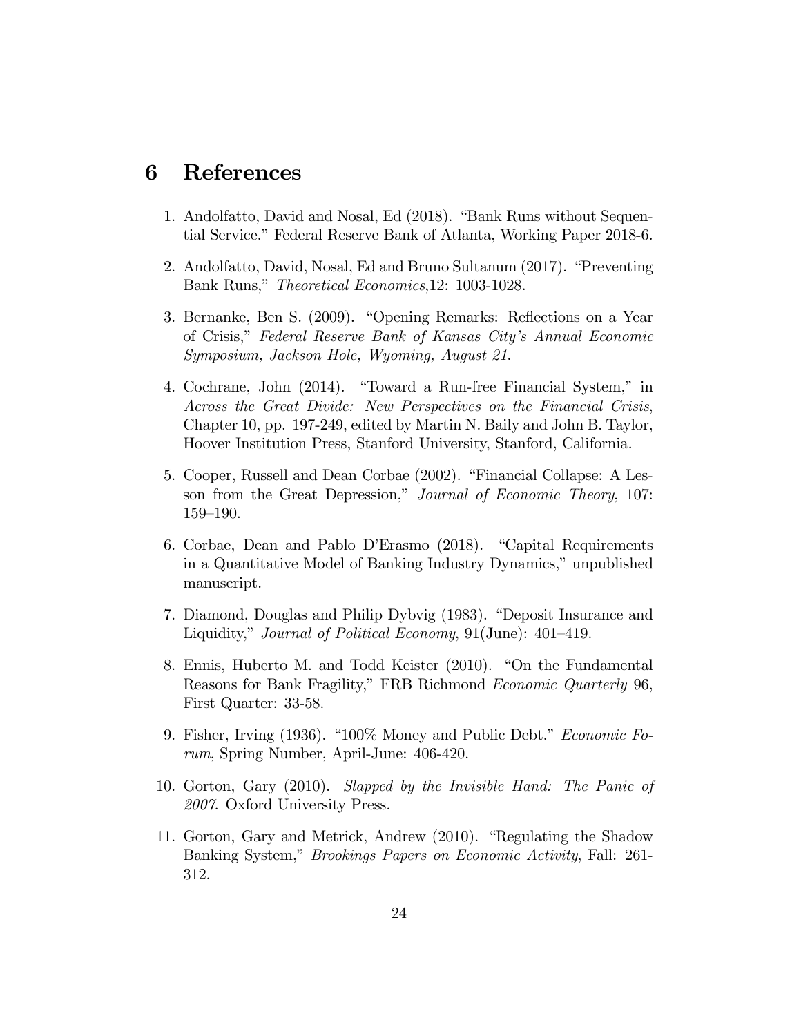# 6 References

1. Andolfatto, David and Nosal, Ed (2018). "Bank Runs without Sequential Service." Federal Reserve Bank of Atlanta, Working Paper 2018-6.

2. Andolfatto, David, Nosal, Ed and Bruno Sultanum (2017). "Preventing Bank Runs," *Theoretical Economics*,12: 1003-1028.

3. Bernanke, Ben S. (2009). "Opening Remarks: Reflections on a Year of Crisis," *Federal Reserve Bank of Kansas City's Annual Economic Symposium, Jackson Hole, Wyoming, August 21.*

4. Cochrane, John (2014). "Toward a Run-free Financial System," in *Across the Great Divide: New Perspectives on the Financial Crisis*, Chapter 10, pp. 197-249, edited by Martin N. Baily and John B. Taylor, Hoover Institution Press, Stanford University, Stanford, California.

5. Cooper, Russell and Dean Corbae (2002). "Financial Collapse: A Lesson from the Great Depression," *Journal of Economic Theory*, 107: 159–190.

6. Corbae, Dean and Pablo D'Erasmo (2018). "Capital Requirements in a Quantitative Model of Banking Industry Dynamics," unpublished manuscript.

7. Diamond, Douglas and Philip Dybvig (1983). "Deposit Insurance and Liquidity," *Journal of Political Economy*, 91(June): 401–419.

8. Ennis, Huberto M. and Todd Keister (2010). "On the Fundamental Reasons for Bank Fragility," FRB Richmond *Economic Quarterly* 96, First Quarter: 33-58.

9. Fisher, Irving (1936). "100% Money and Public Debt." *Economic Forum*, Spring Number, April-June: 406-420.

10. Gorton, Gary (2010). *Slapped by the Invisible Hand: The Panic of 2007*. Oxford University Press.

11. Gorton, Gary and Metrick, Andrew (2010). "Regulating the Shadow Banking System," *Brookings Papers on Economic Activity*, Fall: 261-312.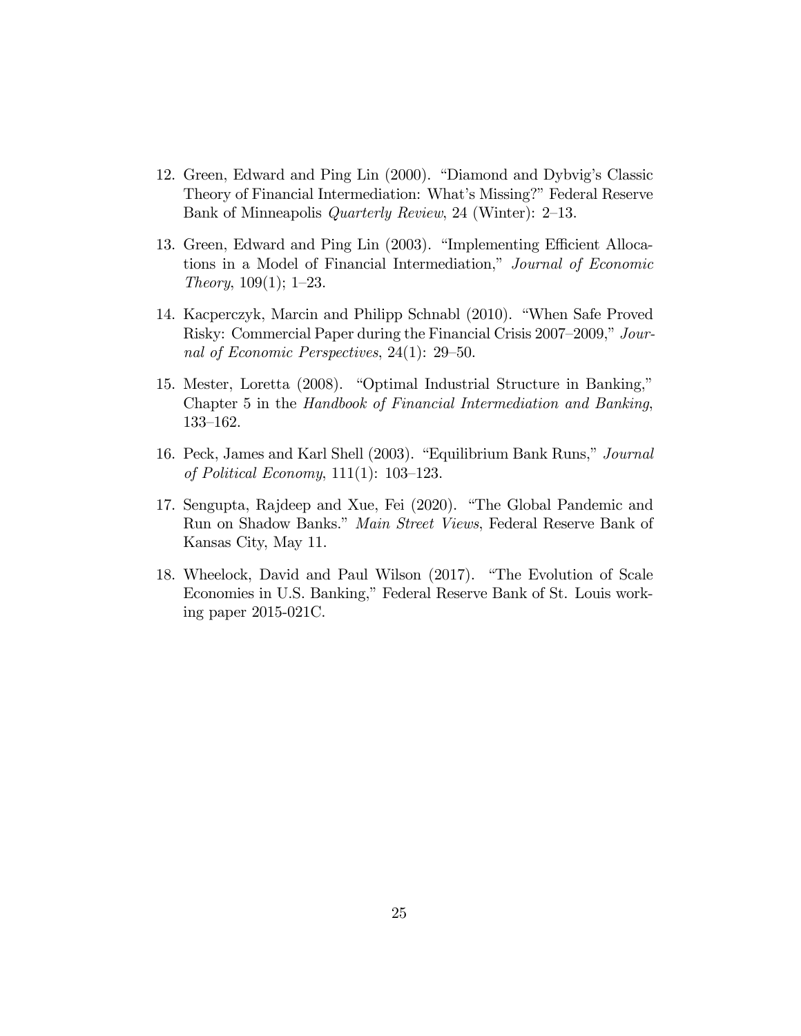12. Green, Edward and Ping Lin (2000). "Diamond and Dybvig's Classic Theory of Financial Intermediation: What's Missing?" Federal Reserve Bank of Minneapolis *Quarterly Review*, 24 (Winter): 2–13.

13. Green, Edward and Ping Lin (2003). "Implementing Efficient Allocations in a Model of Financial Intermediation," *Journal of Economic Theory*, 109(1); 1–23.

14. Kacperczyk, Marcin and Philipp Schnabl (2010). "When Safe Proved Risky: Commercial Paper during the Financial Crisis 2007–2009," *Journal of Economic Perspectives*, 24(1): 29–50.

15. Mester, Loretta (2008). "Optimal Industrial Structure in Banking," Chapter 5 in the *Handbook of Financial Intermediation and Banking*, 133–162.

16. Peck, James and Karl Shell (2003). "Equilibrium Bank Runs," *Journal of Political Economy*, 111(1): 103–123.

17. Sengupta, Rajdeep and Xue, Fei (2020). "The Global Pandemic and Run on Shadow Banks." *Main Street Views*, Federal Reserve Bank of Kansas City, May 11.

18. Wheelock, David and Paul Wilson (2017). "The Evolution of Scale Economies in U.S. Banking," Federal Reserve Bank of St. Louis working paper 2015-021C.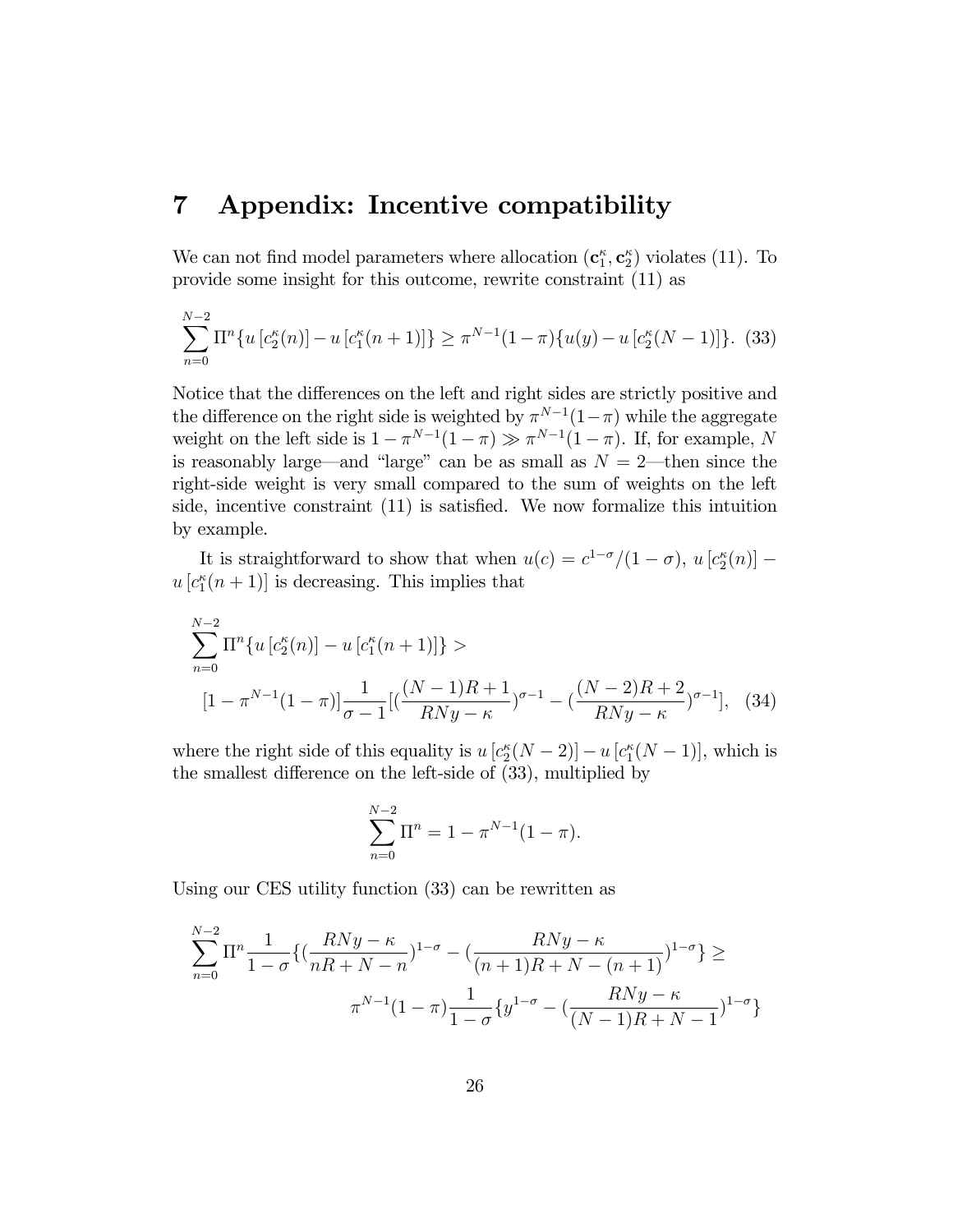# 7 Appendix: Incentive compatibility

We can not find model parameters where allocation $(\mathbf{c}_1^\kappa, \mathbf{c}_2^\kappa)$ violates (11). To provide some insight for this outcome, rewrite constraint (11) as

$$\sum_{n=0}^{N-2} \Pi^n \{u\left[c_2^\kappa(n)\right] - u\left[c_1^\kappa(n+1)\right]\} \geq \pi^{N-1}(1-\pi)\{u(y) - u\left[c_2^\kappa(N-1)\right]\}. \quad (33)$$

Notice that the differences on the left and right sides are strictly positive and the difference on the right side is weighted by $\pi^{N-1}(1-\pi)$ while the aggregate weight on the left side is $1-\pi^{N-1}(1-\pi) \gg \pi^{N-1}(1-\pi)$. If, for example, $N$ is reasonably large—and "large" can be as small as $N = 2$—then since the right-side weight is very small compared to the sum of weights on the left side, incentive constraint (11) is satisfied. We now formalize this intuition by example.

It is straightforward to show that when $u(c) = c^{1-\sigma}/(1-\sigma)$, $u\left[c_2^\kappa(n)\right] - u\left[c_1^\kappa(n+1)\right]$ is decreasing. This implies that

$$\sum_{n=0}^{N-2} \Pi^n \{u\left[c_2^\kappa(n)\right] - u\left[c_1^\kappa(n+1)\right]\} >$$
$$[1-\pi^{N-1}(1-\pi)]\frac{1}{\sigma-1}\left[\left(\frac{(N-1)R+1}{RNy-\kappa}\right)^{\sigma-1} - \left(\frac{(N-2)R+2}{RNy-\kappa}\right)^{\sigma-1}\right], \quad (34)$$

where the right side of this equality is $u\left[c_2^\kappa(N-2)\right] - u\left[c_1^\kappa(N-1)\right]$, which is the smallest difference on the left-side of (33), multiplied by

$$\sum_{n=0}^{N-2} \Pi^n = 1 - \pi^{N-1}(1-\pi).$$

Using our CES utility function (33) can be rewritten as

$$\sum_{n=0}^{N-2} \Pi^n \frac{1}{1-\sigma}\left\{\left(\frac{RNy-\kappa}{nR+N-n}\right)^{1-\sigma} - \left(\frac{RNy-\kappa}{(n+1)R+N-(n+1)}\right)^{1-\sigma}\right\} \geq$$
$$\pi^{N-1}(1-\pi)\frac{1}{1-\sigma}\left\{y^{1-\sigma} - \left(\frac{RNy-\kappa}{(N-1)R+N-1}\right)^{1-\sigma}\right\}$$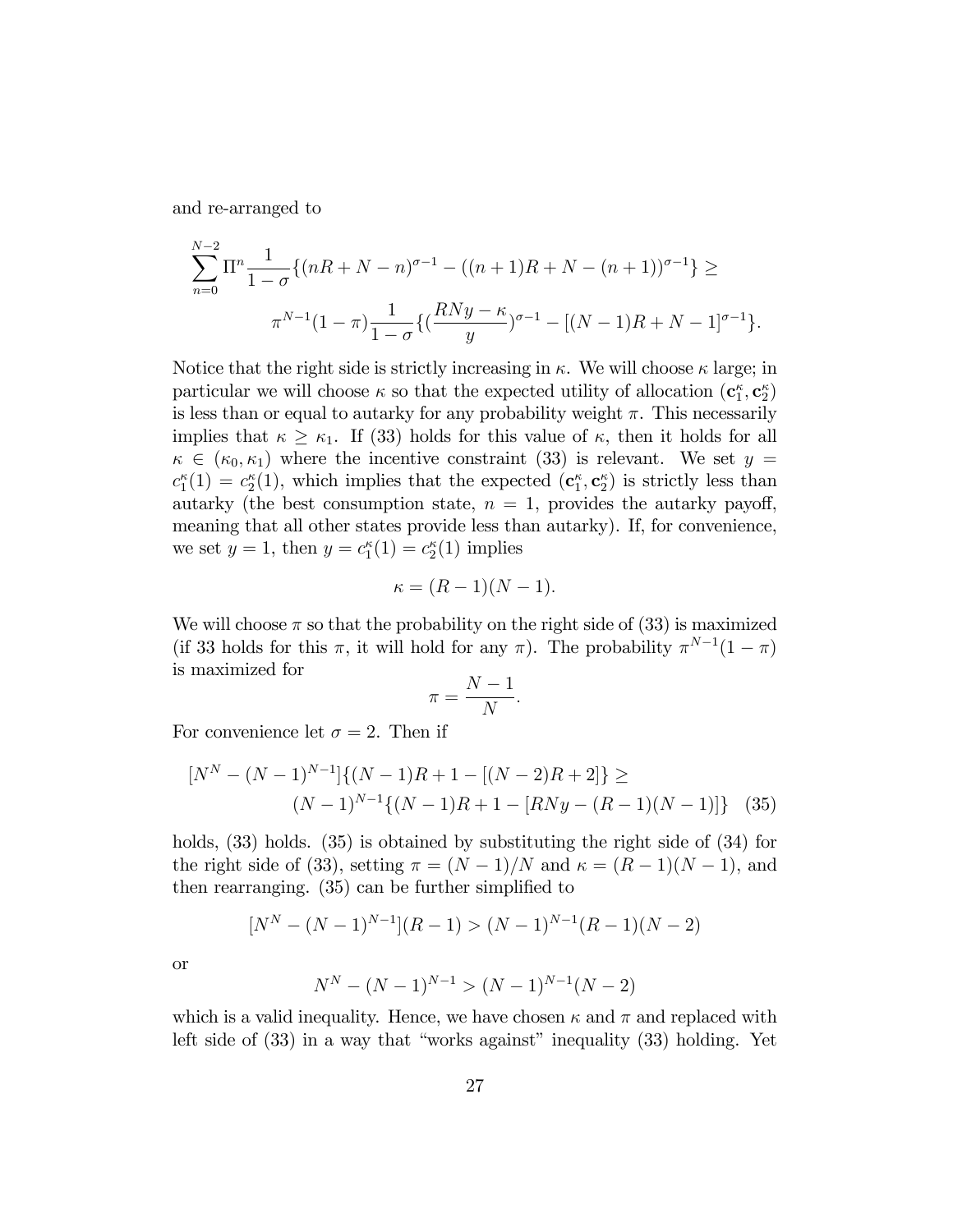and re-arranged to

$$\sum_{n=0}^{N-2} \Pi^n \frac{1}{1-\sigma}\{(nR+N-n)^{\sigma-1} - ((n+1)R+N-(n+1))^{\sigma-1}\} \geq$$
$$\pi^{N-1}(1-\pi)\frac{1}{1-\sigma}\{(\frac{RNy-\kappa}{y})^{\sigma-1} - [(N-1)R+N-1]^{\sigma-1}\}.$$

Notice that the right side is strictly increasing in $\kappa$. We will choose $\kappa$ large; in particular we will choose $\kappa$ so that the expected utility of allocation $(\mathbf{c}_1^\kappa, \mathbf{c}_2^\kappa)$ is less than or equal to autarky for any probability weight $\pi$. This necessarily implies that $\kappa \geq \kappa_1$. If (33) holds for this value of $\kappa$, then it holds for all $\kappa \in (\kappa_0, \kappa_1)$ where the incentive constraint (33) is relevant. We set $y = c_1^\kappa(1) = c_2^\kappa(1)$, which implies that the expected $(\mathbf{c}_1^\kappa, \mathbf{c}_2^\kappa)$ is strictly less than autarky (the best consumption state, $n = 1$, provides the autarky payoff, meaning that all other states provide less than autarky). If, for convenience, we set $y = 1$, then $y = c_1^\kappa(1) = c_2^\kappa(1)$ implies

$$\kappa = (R-1)(N-1).$$

We will choose $\pi$ so that the probability on the right side of (33) is maximized (if 33 holds for this $\pi$, it will hold for any $\pi$). The probability $\pi^{N-1}(1-\pi)$ is maximized for

$$\pi = \frac{N-1}{N}.$$

For convenience let $\sigma = 2$. Then if

$$[N^N - (N-1)^{N-1}]\{(N-1)R + 1 - [(N-2)R+2]\} \geq$$
$$(N-1)^{N-1}\{(N-1)R + 1 - [RNy - (R-1)(N-1)]\} \quad (35)$$

holds, (33) holds. (35) is obtained by substituting the right side of (34) for the right side of (33), setting $\pi = (N-1)/N$ and $\kappa = (R-1)(N-1)$, and then rearranging. (35) can be further simplified to

$$[N^N - (N-1)^{N-1}](R-1) > (N-1)^{N-1}(R-1)(N-2)$$

or

$$N^N - (N-1)^{N-1} > (N-1)^{N-1}(N-2)$$

which is a valid inequality. Hence, we have chosen $\kappa$ and $\pi$ and replaced with left side of (33) in a way that "works against" inequality (33) holding. Yet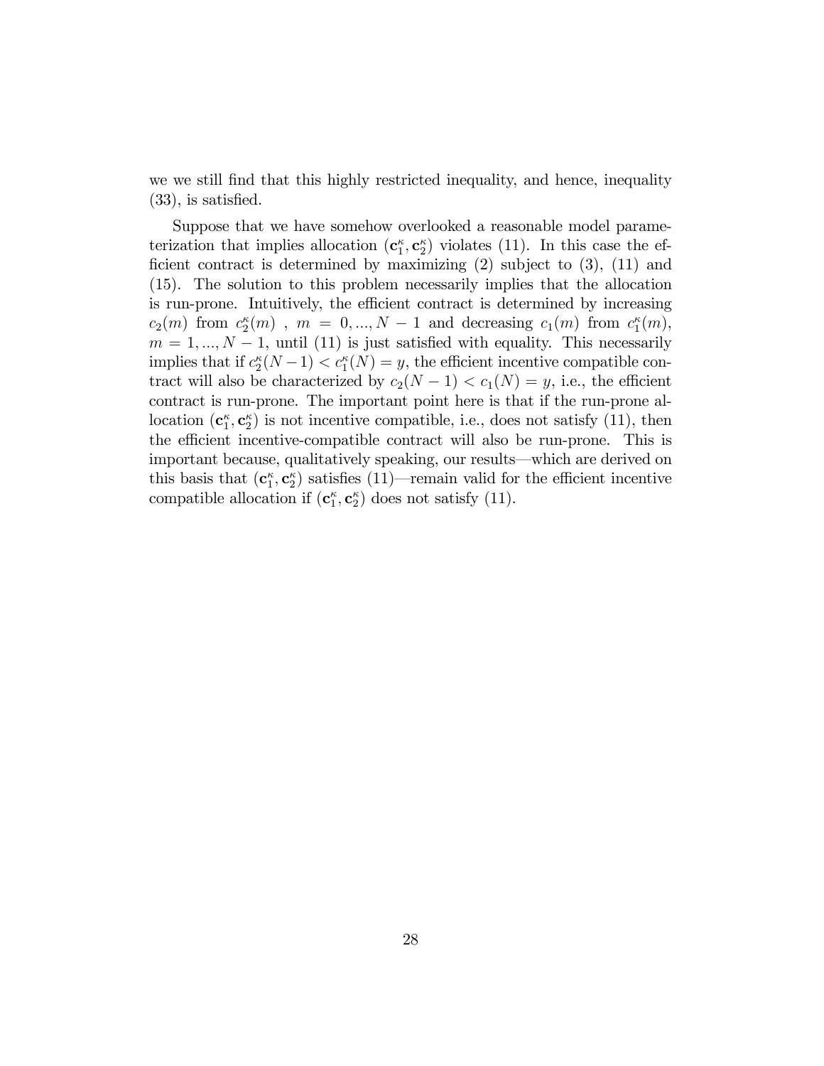we we still find that this highly restricted inequality, and hence, inequality (33), is satisfied.

Suppose that we have somehow overlooked a reasonable model parameterization that implies allocation $(\mathbf{c}_1^\kappa, \mathbf{c}_2^\kappa)$ violates (11). In this case the efficient contract is determined by maximizing (2) subject to (3), (11) and (15). The solution to this problem necessarily implies that the allocation is run-prone. Intuitively, the efficient contract is determined by increasing $c_2(m)$ from $c_2^\kappa(m)$ , $m = 0, ..., N-1$ and decreasing $c_1(m)$ from $c_1^\kappa(m)$, $m = 1, ..., N-1$, until (11) is just satisfied with equality. This necessarily implies that if $c_2^\kappa(N-1) < c_1^\kappa(N) = y$, the efficient incentive compatible contract will also be characterized by $c_2(N-1) < c_1(N) = y$, i.e., the efficient contract is run-prone. The important point here is that if the run-prone allocation $(\mathbf{c}_1^\kappa, \mathbf{c}_2^\kappa)$ is not incentive compatible, i.e., does not satisfy (11), then the efficient incentive-compatible contract will also be run-prone. This is important because, qualitatively speaking, our results—which are derived on this basis that $(\mathbf{c}_1^\kappa, \mathbf{c}_2^\kappa)$ satisfies (11)—remain valid for the efficient incentive compatible allocation if $(\mathbf{c}_1^\kappa, \mathbf{c}_2^\kappa)$ does not satisfy (11).